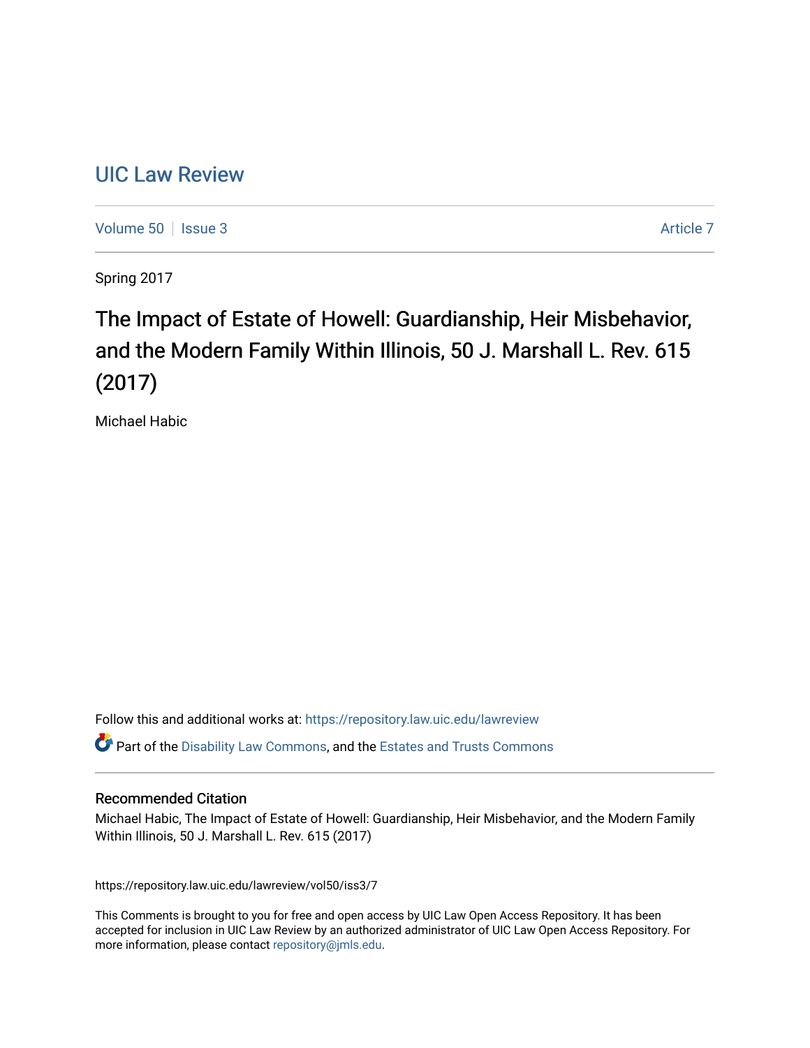# UIC Law Review

Volume 50 | Issue 3 | Article 7

Spring 2017

## The Impact of Estate of Howell: Guardianship, Heir Misbehavior, and the Modern Family Within Illinois, 50 J. Marshall L. Rev. 615 (2017)

Michael Habic

Follow this and additional works at: https://repository.law.uic.edu/lawreview

Part of the Disability Law Commons, and the Estates and Trusts Commons

### Recommended Citation

Michael Habic, The Impact of Estate of Howell: Guardianship, Heir Misbehavior, and the Modern Family Within Illinois, 50 J. Marshall L. Rev. 615 (2017)

https://repository.law.uic.edu/lawreview/vol50/iss3/7

This Comments is brought to you for free and open access by UIC Law Open Access Repository. It has been accepted for inclusion in UIC Law Review by an authorized administrator of UIC Law Open Access Repository. For more information, please contact repository@jmls.edu.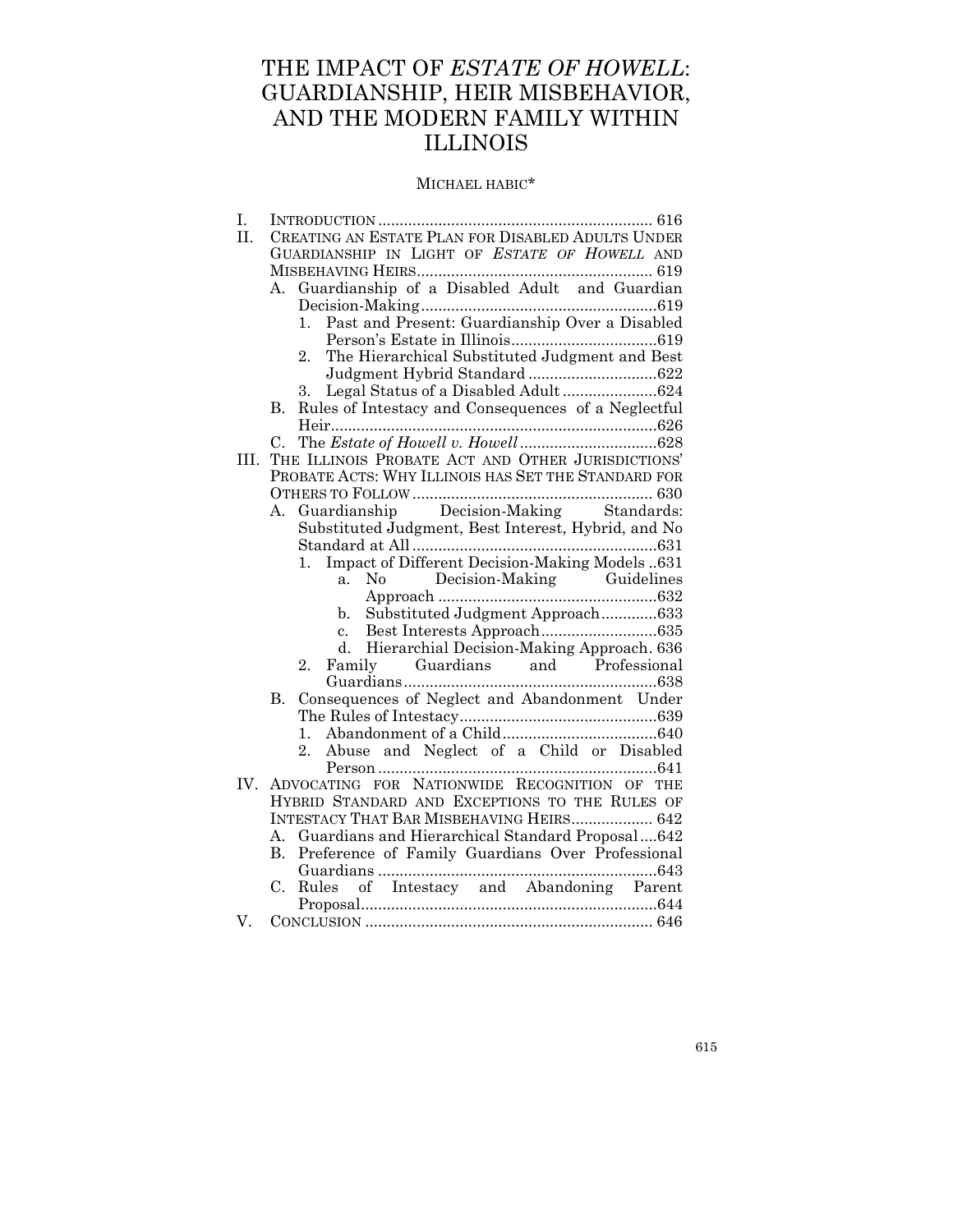# THE IMPACT OF *ESTATE OF HOWELL*: GUARDIANSHIP, HEIR MISBEHAVIOR, AND THE MODERN FAMILY WITHIN ILLINOIS

MICHAEL HABIC*

I. INTRODUCTION ................................................................ 616

II. CREATING AN ESTATE PLAN FOR DISABLED ADULTS UNDER GUARDIANSHIP IN LIGHT OF *ESTATE OF HOWELL* AND MISBEHAVING HEIRS....................................................... 619

- A. Guardianship of a Disabled Adult and Guardian Decision-Making.......................................................619
  - 1. Past and Present: Guardianship Over a Disabled Person's Estate in Illinois..................................619
  - 2. The Hierarchical Substituted Judgment and Best Judgment Hybrid Standard ..............................622
  - 3. Legal Status of a Disabled Adult ......................624
- B. Rules of Intestacy and Consequences of a Neglectful Heir............................................................................626
- C. The *Estate of Howell v. Howell* ................................628

III. THE ILLINOIS PROBATE ACT AND OTHER JURISDICTIONS' PROBATE ACTS: WHY ILLINOIS HAS SET THE STANDARD FOR OTHERS TO FOLLOW ........................................................ 630

- A. Guardianship Decision-Making Standards: Substituted Judgment, Best Interest, Hybrid, and No Standard at All .........................................................631
  - 1. Impact of Different Decision-Making Models ..631
    - a. No Decision-Making Guidelines Approach ...................................................632
    - b. Substituted Judgment Approach.............633
    - c. Best Interests Approach...........................635
    - d. Hierarchial Decision-Making Approach. 636
  - 2. Family Guardians and Professional Guardians...........................................................638
- B. Consequences of Neglect and Abandonment Under The Rules of Intestacy..............................................639
  - 1. Abandonment of a Child....................................640
  - 2. Abuse and Neglect of a Child or Disabled Person .................................................................641

IV. ADVOCATING FOR NATIONWIDE RECOGNITION OF THE HYBRID STANDARD AND EXCEPTIONS TO THE RULES OF INTESTACY THAT BAR MISBEHAVING HEIRS................... 642

- A. Guardians and Hierarchical Standard Proposal....642
- B. Preference of Family Guardians Over Professional Guardians .................................................................643
- C. Rules of Intestacy and Abandoning Parent Proposal.....................................................................644

V. CONCLUSION ................................................................... 646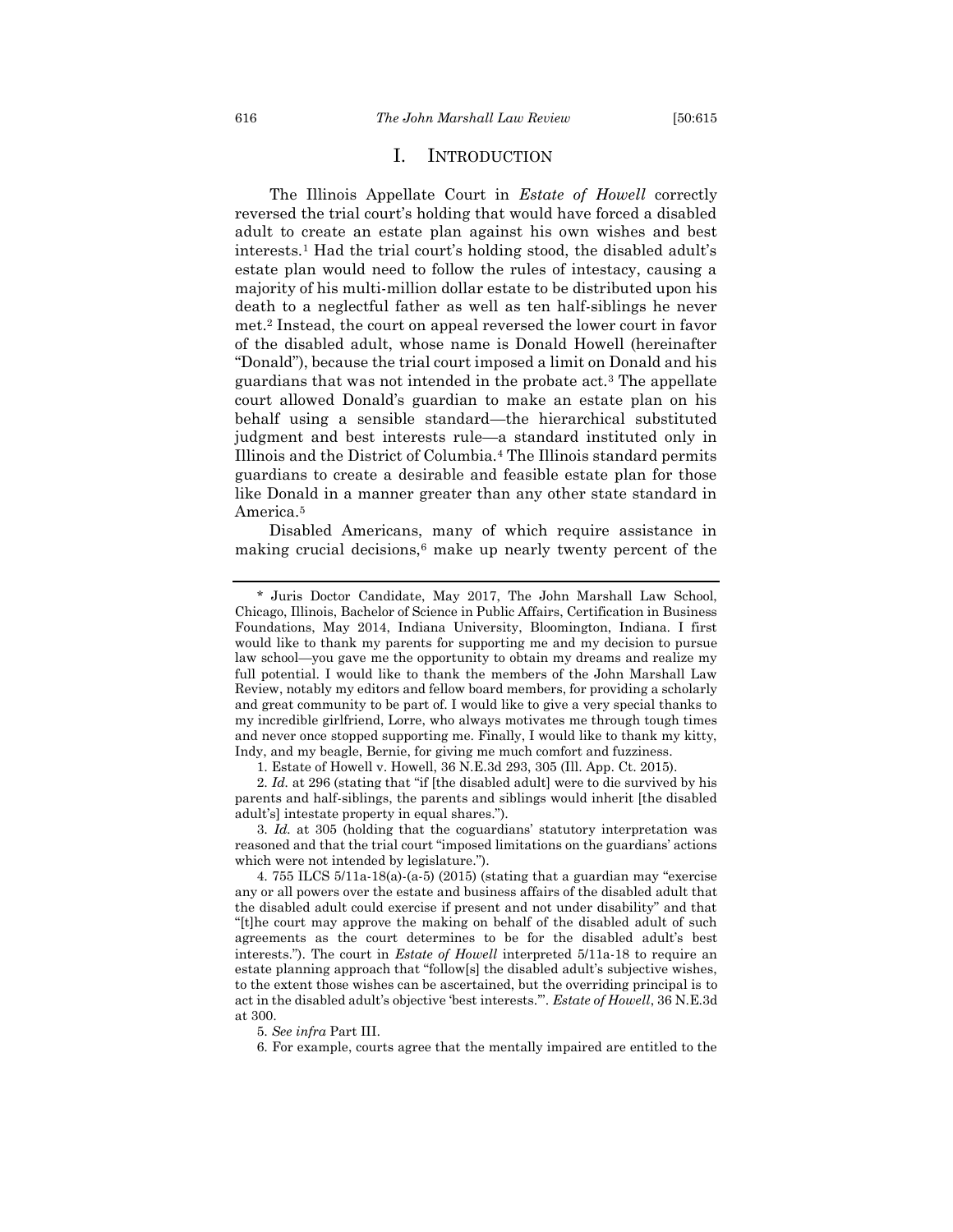# I. INTRODUCTION

The Illinois Appellate Court in *Estate of Howell* correctly reversed the trial court's holding that would have forced a disabled adult to create an estate plan against his own wishes and best interests.[1] Had the trial court's holding stood, the disabled adult's estate plan would need to follow the rules of intestacy, causing a majority of his multi-million dollar estate to be distributed upon his death to a neglectful father as well as ten half-siblings he never met.[2] Instead, the court on appeal reversed the lower court in favor of the disabled adult, whose name is Donald Howell (hereinafter "Donald"), because the trial court imposed a limit on Donald and his guardians that was not intended in the probate act.[3] The appellate court allowed Donald's guardian to make an estate plan on his behalf using a sensible standard—the hierarchical substituted judgment and best interests rule—a standard instituted only in Illinois and the District of Columbia.[4] The Illinois standard permits guardians to create a desirable and feasible estate plan for those like Donald in a manner greater than any other state standard in America.[5]

Disabled Americans, many of which require assistance in making crucial decisions,[6] make up nearly twenty percent of the

---

\* Juris Doctor Candidate, May 2017, The John Marshall Law School, Chicago, Illinois, Bachelor of Science in Public Affairs, Certification in Business Foundations, May 2014, Indiana University, Bloomington, Indiana. I first would like to thank my parents for supporting me and my decision to pursue law school—you gave me the opportunity to obtain my dreams and realize my full potential. I would like to thank the members of the John Marshall Law Review, notably my editors and fellow board members, for providing a scholarly and great community to be part of. I would like to give a very special thanks to my incredible girlfriend, Lorre, who always motivates me through tough times and never once stopped supporting me. Finally, I would like to thank my kitty, Indy, and my beagle, Bernie, for giving me much comfort and fuzziness.

1. Estate of Howell v. Howell, 36 N.E.3d 293, 305 (Ill. App. Ct. 2015).

2. *Id.* at 296 (stating that "if [the disabled adult] were to die survived by his parents and half-siblings, the parents and siblings would inherit [the disabled adult's] intestate property in equal shares.").

3. *Id.* at 305 (holding that the coguardians' statutory interpretation was reasoned and that the trial court "imposed limitations on the guardians' actions which were not intended by legislature.").

4. 755 ILCS 5/11a-18(a)-(a-5) (2015) (stating that a guardian may "exercise any or all powers over the estate and business affairs of the disabled adult that the disabled adult could exercise if present and not under disability" and that "[t]he court may approve the making on behalf of the disabled adult of such agreements as the court determines to be for the disabled adult's best interests."). The court in *Estate of Howell* interpreted 5/11a-18 to require an estate planning approach that "follow[s] the disabled adult's subjective wishes, to the extent those wishes can be ascertained, but the overriding principal is to act in the disabled adult's objective 'best interests.'". *Estate of Howell*, 36 N.E.3d at 300.

5. *See infra* Part III.

6. For example, courts agree that the mentally impaired are entitled to the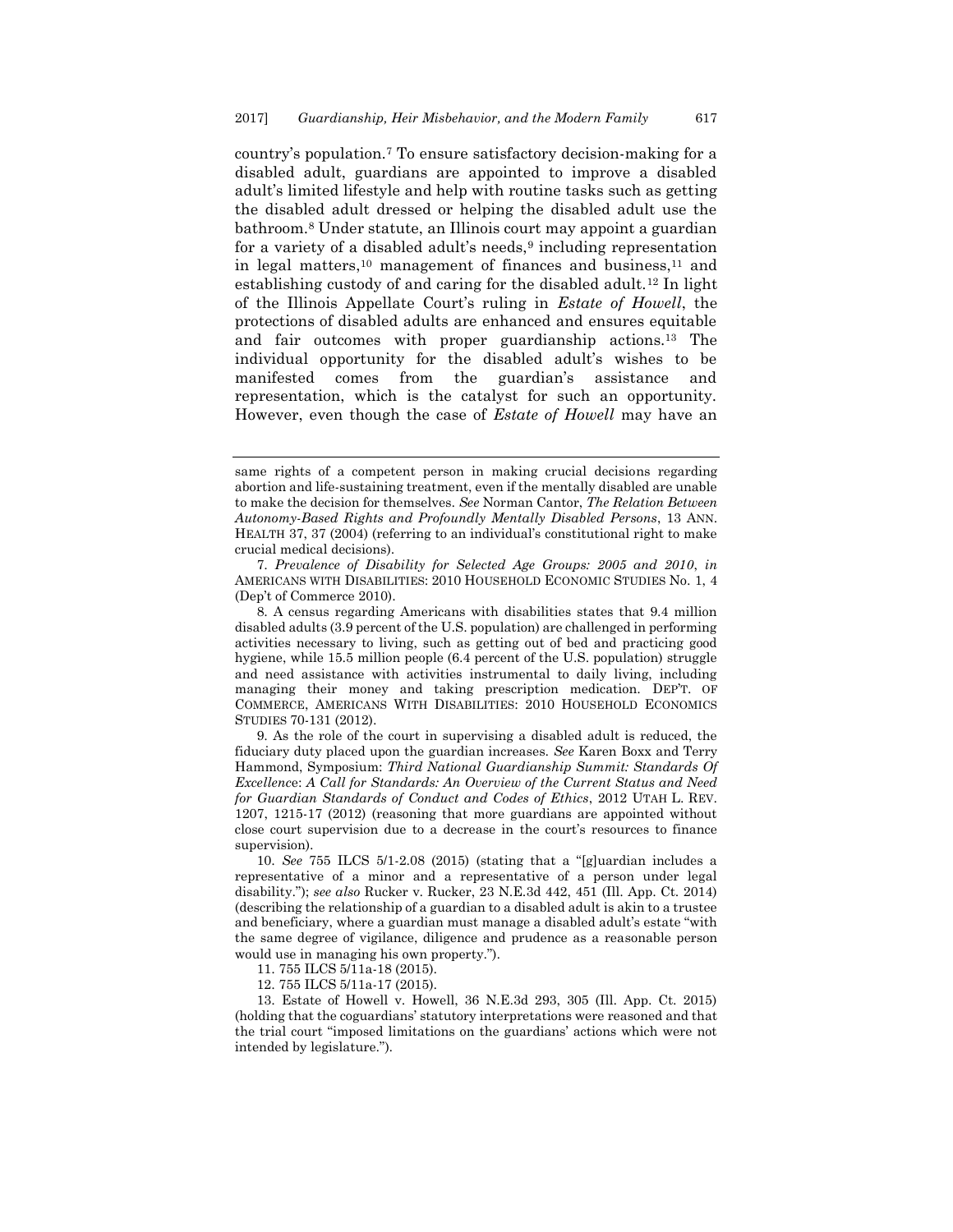country's population.[7] To ensure satisfactory decision-making for a disabled adult, guardians are appointed to improve a disabled adult's limited lifestyle and help with routine tasks such as getting the disabled adult dressed or helping the disabled adult use the bathroom.[8] Under statute, an Illinois court may appoint a guardian for a variety of a disabled adult's needs,[9] including representation in legal matters,[10] management of finances and business,[11] and establishing custody of and caring for the disabled adult.[12] In light of the Illinois Appellate Court's ruling in *Estate of Howell*, the protections of disabled adults are enhanced and ensures equitable and fair outcomes with proper guardianship actions.[13] The individual opportunity for the disabled adult's wishes to be manifested comes from the guardian's assistance and representation, which is the catalyst for such an opportunity. However, even though the case of *Estate of Howell* may have an

---

same rights of a competent person in making crucial decisions regarding abortion and life-sustaining treatment, even if the mentally disabled are unable to make the decision for themselves. *See* Norman Cantor, *The Relation Between Autonomy-Based Rights and Profoundly Mentally Disabled Persons*, 13 ANN. HEALTH 37, 37 (2004) (referring to an individual's constitutional right to make crucial medical decisions).

7. *Prevalence of Disability for Selected Age Groups: 2005 and 2010*, *in* AMERICANS WITH DISABILITIES: 2010 HOUSEHOLD ECONOMIC STUDIES No. 1, 4 (Dep't of Commerce 2010).

8. A census regarding Americans with disabilities states that 9.4 million disabled adults (3.9 percent of the U.S. population) are challenged in performing activities necessary to living, such as getting out of bed and practicing good hygiene, while 15.5 million people (6.4 percent of the U.S. population) struggle and need assistance with activities instrumental to daily living, including managing their money and taking prescription medication. DEP'T. OF COMMERCE, AMERICANS WITH DISABILITIES: 2010 HOUSEHOLD ECONOMICS STUDIES 70-131 (2012).

9. As the role of the court in supervising a disabled adult is reduced, the fiduciary duty placed upon the guardian increases. *See* Karen Boxx and Terry Hammond, Symposium: *Third National Guardianship Summit: Standards Of Excellence*: *A Call for Standards: An Overview of the Current Status and Need for Guardian Standards of Conduct and Codes of Ethics*, 2012 UTAH L. REV. 1207, 1215-17 (2012) (reasoning that more guardians are appointed without close court supervision due to a decrease in the court's resources to finance supervision).

10. *See* 755 ILCS 5/1-2.08 (2015) (stating that a "[g]uardian includes a representative of a minor and a representative of a person under legal disability."); *see also* Rucker v. Rucker, 23 N.E.3d 442, 451 (Ill. App. Ct. 2014) (describing the relationship of a guardian to a disabled adult is akin to a trustee and beneficiary, where a guardian must manage a disabled adult's estate "with the same degree of vigilance, diligence and prudence as a reasonable person would use in managing his own property.").

11. 755 ILCS 5/11a-18 (2015).

12. 755 ILCS 5/11a-17 (2015).

13. Estate of Howell v. Howell, 36 N.E.3d 293, 305 (Ill. App. Ct. 2015) (holding that the coguardians' statutory interpretations were reasoned and that the trial court "imposed limitations on the guardians' actions which were not intended by legislature.").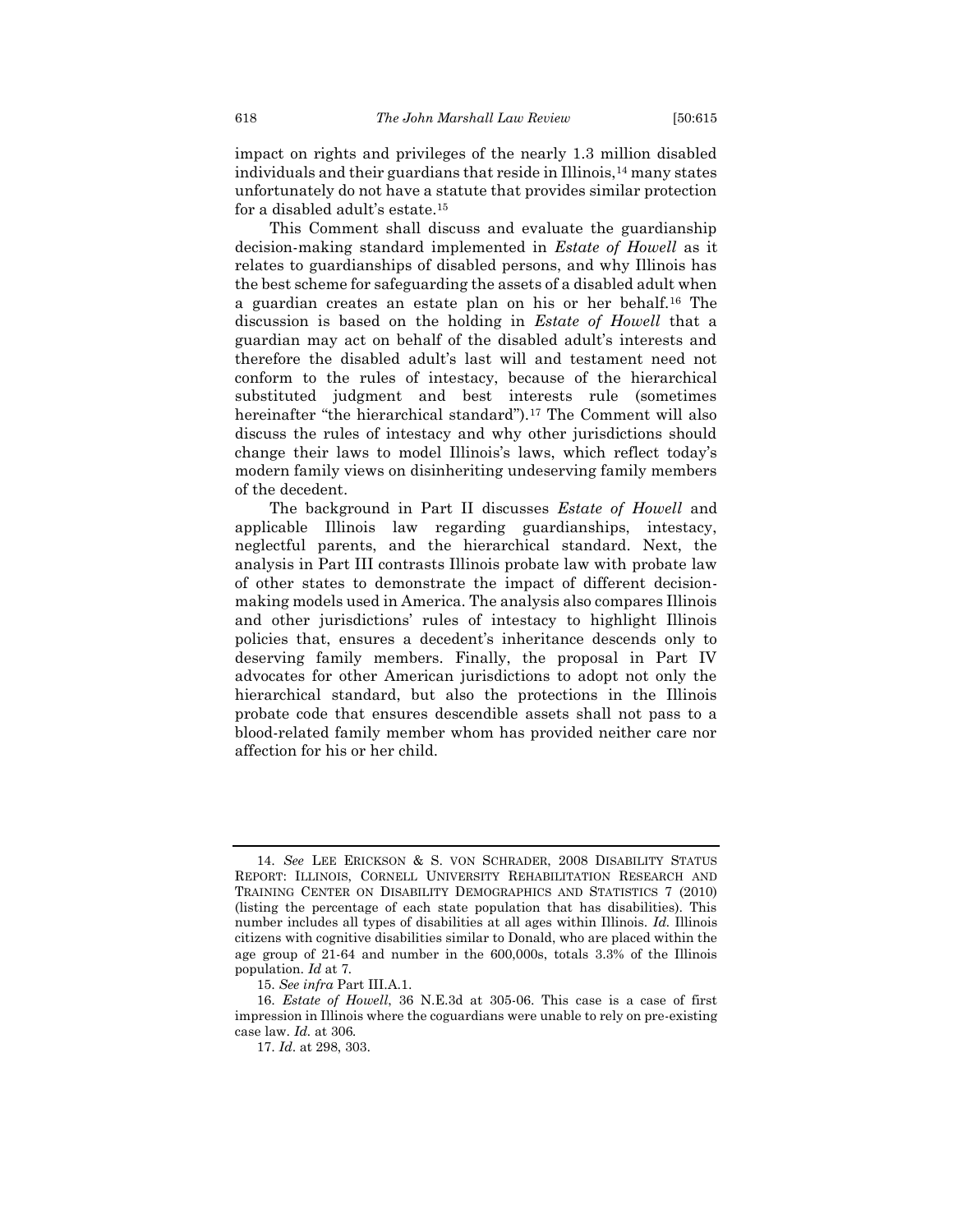impact on rights and privileges of the nearly 1.3 million disabled individuals and their guardians that reside in Illinois,[14] many states unfortunately do not have a statute that provides similar protection for a disabled adult's estate.[15]

This Comment shall discuss and evaluate the guardianship decision-making standard implemented in *Estate of Howell* as it relates to guardianships of disabled persons, and why Illinois has the best scheme for safeguarding the assets of a disabled adult when a guardian creates an estate plan on his or her behalf.[16] The discussion is based on the holding in *Estate of Howell* that a guardian may act on behalf of the disabled adult's interests and therefore the disabled adult's last will and testament need not conform to the rules of intestacy, because of the hierarchical substituted judgment and best interests rule (sometimes hereinafter "the hierarchical standard").[17] The Comment will also discuss the rules of intestacy and why other jurisdictions should change their laws to model Illinois's laws, which reflect today's modern family views on disinheriting undeserving family members of the decedent.

The background in Part II discusses *Estate of Howell* and applicable Illinois law regarding guardianships, intestacy, neglectful parents, and the hierarchical standard. Next, the analysis in Part III contrasts Illinois probate law with probate law of other states to demonstrate the impact of different decision-making models used in America. The analysis also compares Illinois and other jurisdictions' rules of intestacy to highlight Illinois policies that, ensures a decedent's inheritance descends only to deserving family members. Finally, the proposal in Part IV advocates for other American jurisdictions to adopt not only the hierarchical standard, but also the protections in the Illinois probate code that ensures descendible assets shall not pass to a blood-related family member whom has provided neither care nor affection for his or her child.

---

14. *See* LEE ERICKSON & S. VON SCHRADER, 2008 DISABILITY STATUS REPORT: ILLINOIS, CORNELL UNIVERSITY REHABILITATION RESEARCH AND TRAINING CENTER ON DISABILITY DEMOGRAPHICS AND STATISTICS 7 (2010) (listing the percentage of each state population that has disabilities). This number includes all types of disabilities at all ages within Illinois. *Id.* Illinois citizens with cognitive disabilities similar to Donald, who are placed within the age group of 21-64 and number in the 600,000s, totals 3.3% of the Illinois population. *Id* at 7.

15. *See infra* Part III.A.1.

16. *Estate of Howell*, 36 N.E.3d at 305-06. This case is a case of first impression in Illinois where the coguardians were unable to rely on pre-existing case law. *Id.* at 306.

17. *Id*. at 298, 303.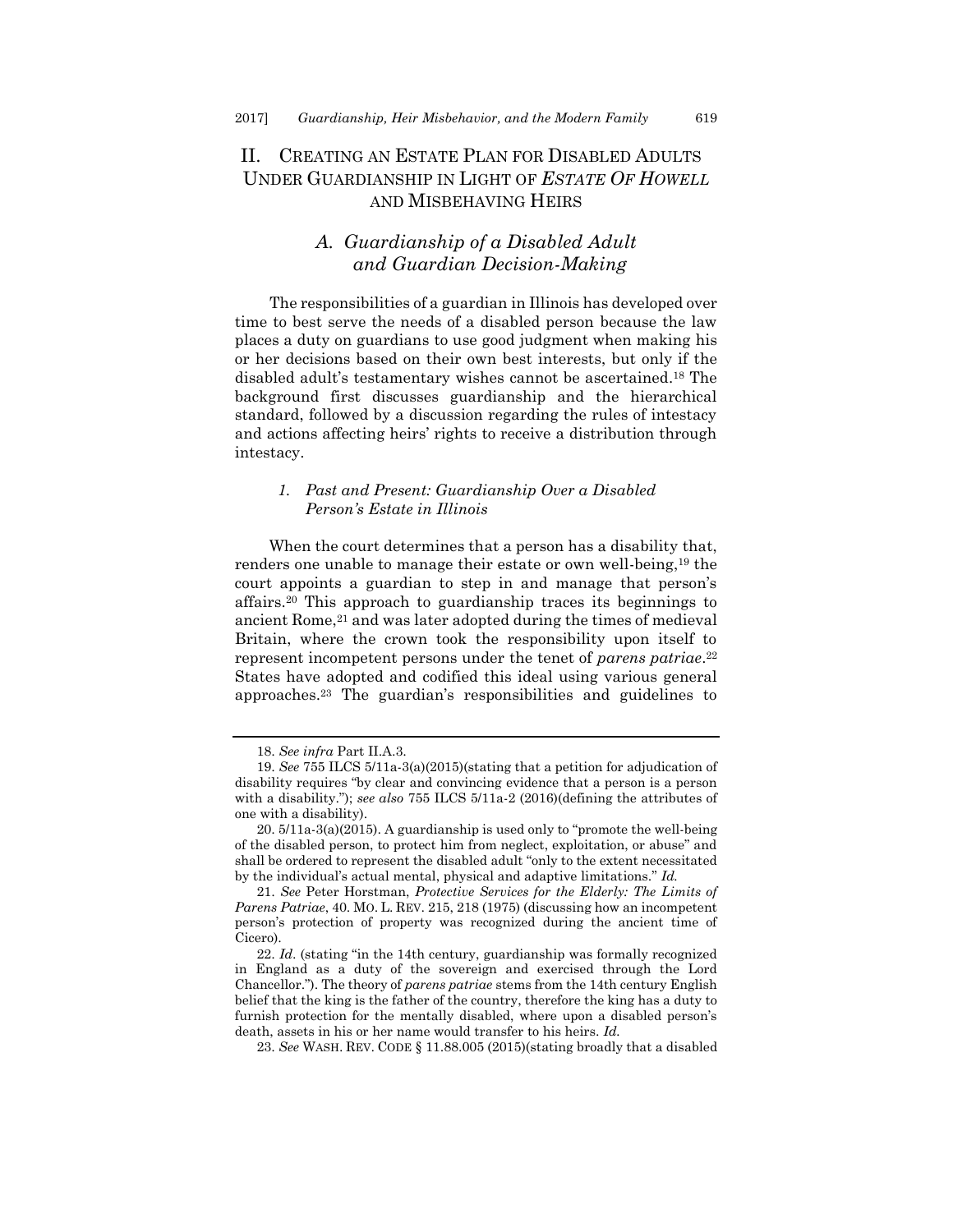## II. CREATING AN ESTATE PLAN FOR DISABLED ADULTS UNDER GUARDIANSHIP IN LIGHT OF *ESTATE OF HOWELL* AND MISBEHAVING HEIRS

### *A. Guardianship of a Disabled Adult and Guardian Decision-Making*

The responsibilities of a guardian in Illinois has developed over time to best serve the needs of a disabled person because the law places a duty on guardians to use good judgment when making his or her decisions based on their own best interests, but only if the disabled adult's testamentary wishes cannot be ascertained.[18] The background first discusses guardianship and the hierarchical standard, followed by a discussion regarding the rules of intestacy and actions affecting heirs' rights to receive a distribution through intestacy.

#### *1. Past and Present: Guardianship Over a Disabled Person's Estate in Illinois*

When the court determines that a person has a disability that, renders one unable to manage their estate or own well-being,[19] the court appoints a guardian to step in and manage that person's affairs.[20] This approach to guardianship traces its beginnings to ancient Rome,[21] and was later adopted during the times of medieval Britain, where the crown took the responsibility upon itself to represent incompetent persons under the tenet of *parens patriae*.[22] States have adopted and codified this ideal using various general approaches.[23] The guardian's responsibilities and guidelines to

---

18. *See infra* Part II.A.3.

19. *See* 755 ILCS 5/11a-3(a)(2015)(stating that a petition for adjudication of disability requires "by clear and convincing evidence that a person is a person with a disability."); *see also* 755 ILCS 5/11a-2 (2016)(defining the attributes of one with a disability).

20. 5/11a-3(a)(2015). A guardianship is used only to "promote the well-being of the disabled person, to protect him from neglect, exploitation, or abuse" and shall be ordered to represent the disabled adult "only to the extent necessitated by the individual's actual mental, physical and adaptive limitations." *Id.*

21. *See* Peter Horstman, *Protective Services for the Elderly: The Limits of Parens Patriae*, 40. MO. L. REV. 215, 218 (1975) (discussing how an incompetent person's protection of property was recognized during the ancient time of Cicero).

22. *Id*. (stating "in the 14th century, guardianship was formally recognized in England as a duty of the sovereign and exercised through the Lord Chancellor."). The theory of *parens patriae* stems from the 14th century English belief that the king is the father of the country, therefore the king has a duty to furnish protection for the mentally disabled, where upon a disabled person's death, assets in his or her name would transfer to his heirs. *Id.*

23. *See* WASH. REV. CODE § 11.88.005 (2015)(stating broadly that a disabled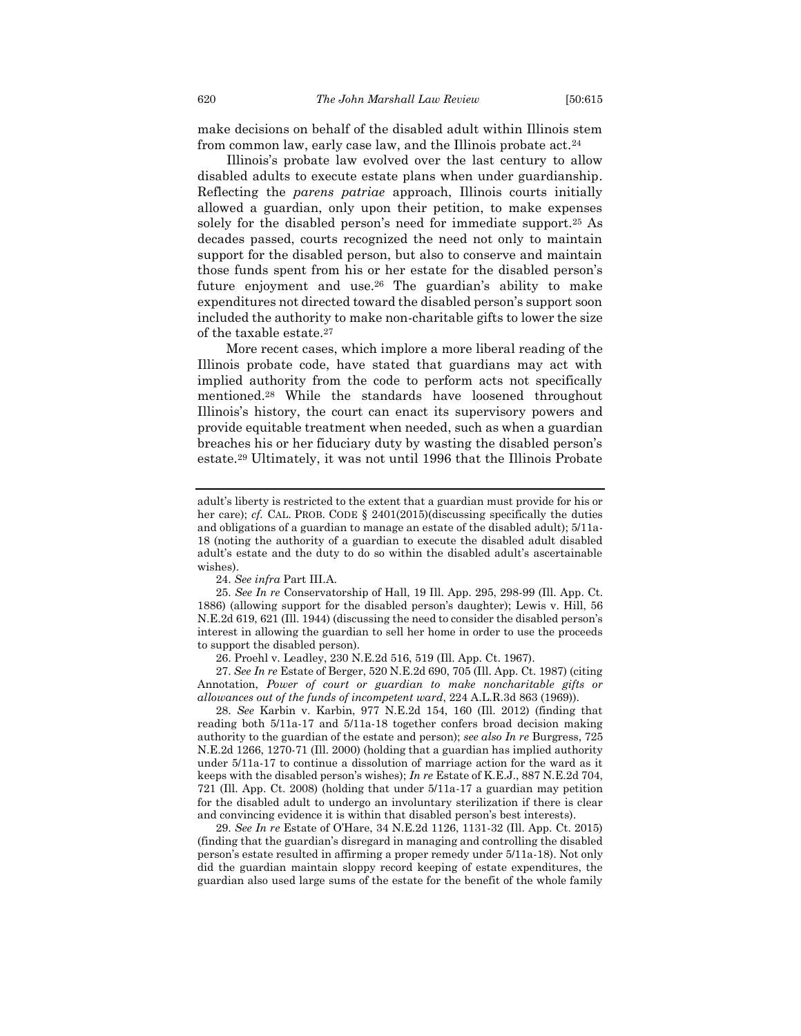make decisions on behalf of the disabled adult within Illinois stem from common law, early case law, and the Illinois probate act.[24]

Illinois's probate law evolved over the last century to allow disabled adults to execute estate plans when under guardianship. Reflecting the *parens patriae* approach, Illinois courts initially allowed a guardian, only upon their petition, to make expenses solely for the disabled person's need for immediate support.[25] As decades passed, courts recognized the need not only to maintain support for the disabled person, but also to conserve and maintain those funds spent from his or her estate for the disabled person's future enjoyment and use.[26] The guardian's ability to make expenditures not directed toward the disabled person's support soon included the authority to make non-charitable gifts to lower the size of the taxable estate.[27]

More recent cases, which implore a more liberal reading of the Illinois probate code, have stated that guardians may act with implied authority from the code to perform acts not specifically mentioned.[28] While the standards have loosened throughout Illinois's history, the court can enact its supervisory powers and provide equitable treatment when needed, such as when a guardian breaches his or her fiduciary duty by wasting the disabled person's estate.[29] Ultimately, it was not until 1996 that the Illinois Probate

---

adult's liberty is restricted to the extent that a guardian must provide for his or her care); *cf.* CAL. PROB. CODE § 2401(2015)(discussing specifically the duties and obligations of a guardian to manage an estate of the disabled adult); 5/11a-18 (noting the authority of a guardian to execute the disabled adult disabled adult's estate and the duty to do so within the disabled adult's ascertainable wishes).

24. *See infra* Part III.A.

25. *See In re* Conservatorship of Hall, 19 Ill. App. 295, 298-99 (Ill. App. Ct. 1886) (allowing support for the disabled person's daughter); Lewis v. Hill, 56 N.E.2d 619, 621 (Ill. 1944) (discussing the need to consider the disabled person's interest in allowing the guardian to sell her home in order to use the proceeds to support the disabled person).

26. Proehl v. Leadley, 230 N.E.2d 516, 519 (Ill. App. Ct. 1967).

27. *See In re* Estate of Berger, 520 N.E.2d 690, 705 (Ill. App. Ct. 1987) (citing Annotation, *Power of court or guardian to make noncharitable gifts or allowances out of the funds of incompetent ward*, 224 A.L.R.3d 863 (1969)).

28. *See* Karbin v. Karbin, 977 N.E.2d 154, 160 (Ill. 2012) (finding that reading both 5/11a-17 and 5/11a-18 together confers broad decision making authority to the guardian of the estate and person); *see also In re* Burgress, 725 N.E.2d 1266, 1270-71 (Ill. 2000) (holding that a guardian has implied authority under 5/11a-17 to continue a dissolution of marriage action for the ward as it keeps with the disabled person's wishes); *In re* Estate of K.E.J., 887 N.E.2d 704, 721 (Ill. App. Ct. 2008) (holding that under 5/11a-17 a guardian may petition for the disabled adult to undergo an involuntary sterilization if there is clear and convincing evidence it is within that disabled person's best interests).

29. *See In re* Estate of O'Hare, 34 N.E.2d 1126, 1131-32 (Ill. App. Ct. 2015) (finding that the guardian's disregard in managing and controlling the disabled person's estate resulted in affirming a proper remedy under 5/11a-18). Not only did the guardian maintain sloppy record keeping of estate expenditures, the guardian also used large sums of the estate for the benefit of the whole family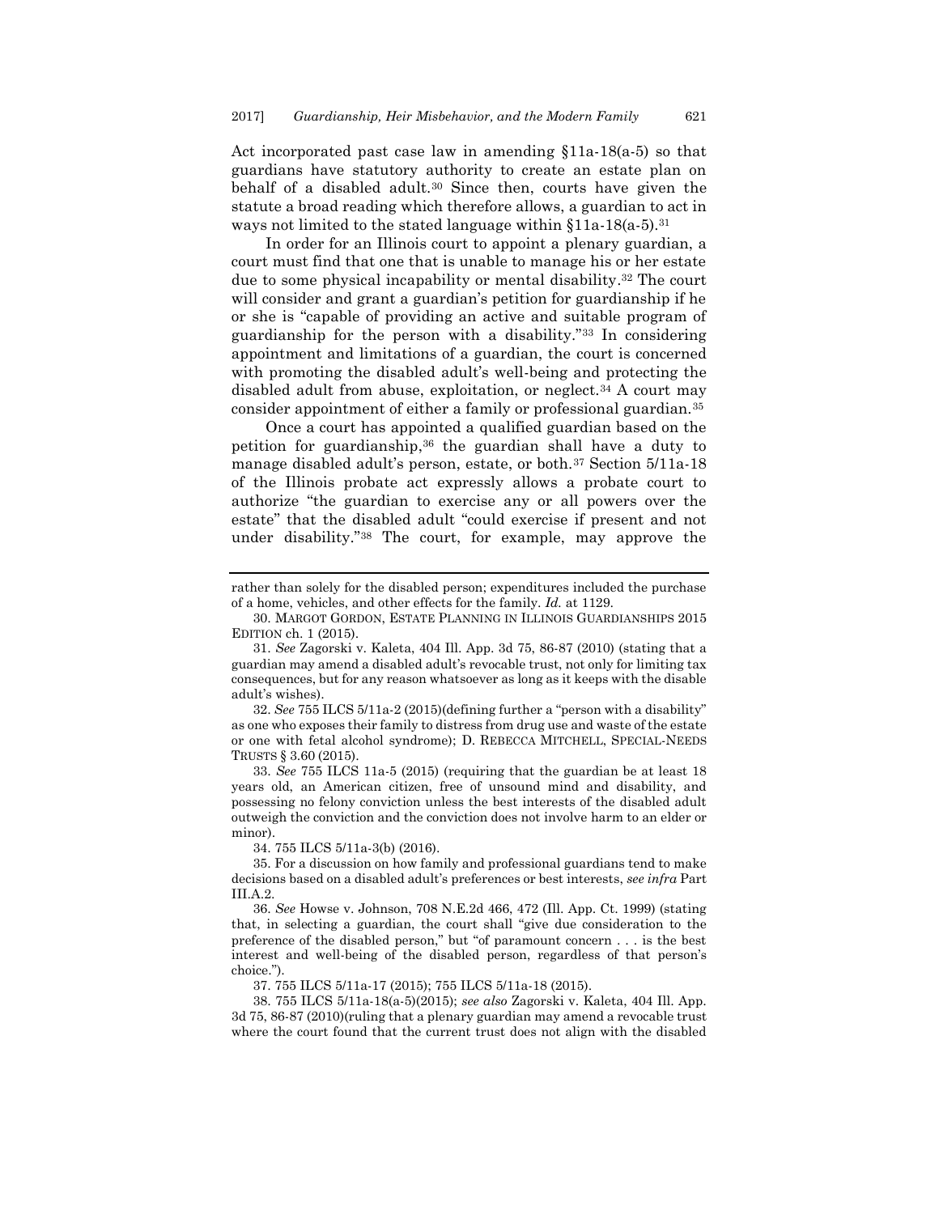Act incorporated past case law in amending §11a-18(a-5) so that guardians have statutory authority to create an estate plan on behalf of a disabled adult.[30] Since then, courts have given the statute a broad reading which therefore allows, a guardian to act in ways not limited to the stated language within §11a-18(a-5).[31]

In order for an Illinois court to appoint a plenary guardian, a court must find that one that is unable to manage his or her estate due to some physical incapability or mental disability.[32] The court will consider and grant a guardian's petition for guardianship if he or she is "capable of providing an active and suitable program of guardianship for the person with a disability."[33] In considering appointment and limitations of a guardian, the court is concerned with promoting the disabled adult's well-being and protecting the disabled adult from abuse, exploitation, or neglect.[34] A court may consider appointment of either a family or professional guardian.[35]

Once a court has appointed a qualified guardian based on the petition for guardianship,[36] the guardian shall have a duty to manage disabled adult's person, estate, or both.[37] Section 5/11a-18 of the Illinois probate act expressly allows a probate court to authorize "the guardian to exercise any or all powers over the estate" that the disabled adult "could exercise if present and not under disability."[38] The court, for example, may approve the

---

rather than solely for the disabled person; expenditures included the purchase of a home, vehicles, and other effects for the family. *Id.* at 1129.

30. MARGOT GORDON, ESTATE PLANNING IN ILLINOIS GUARDIANSHIPS 2015 EDITION ch. 1 (2015).

31. *See* Zagorski v. Kaleta, 404 Ill. App. 3d 75, 86-87 (2010) (stating that a guardian may amend a disabled adult's revocable trust, not only for limiting tax consequences, but for any reason whatsoever as long as it keeps with the disable adult's wishes).

32. *See* 755 ILCS 5/11a-2 (2015)(defining further a "person with a disability" as one who exposes their family to distress from drug use and waste of the estate or one with fetal alcohol syndrome); D. REBECCA MITCHELL, SPECIAL-NEEDS TRUSTS § 3.60 (2015).

33. *See* 755 ILCS 11a-5 (2015) (requiring that the guardian be at least 18 years old, an American citizen, free of unsound mind and disability, and possessing no felony conviction unless the best interests of the disabled adult outweigh the conviction and the conviction does not involve harm to an elder or minor).

34. 755 ILCS 5/11a-3(b) (2016).

35. For a discussion on how family and professional guardians tend to make decisions based on a disabled adult's preferences or best interests, *see infra* Part III.A.2.

36. *See* Howse v. Johnson, 708 N.E.2d 466, 472 (Ill. App. Ct. 1999) (stating that, in selecting a guardian, the court shall "give due consideration to the preference of the disabled person," but "of paramount concern . . . is the best interest and well-being of the disabled person, regardless of that person's choice.").

37. 755 ILCS 5/11a-17 (2015); 755 ILCS 5/11a-18 (2015).

38. 755 ILCS 5/11a-18(a-5)(2015); *see also* Zagorski v. Kaleta, 404 Ill. App. 3d 75, 86-87 (2010)(ruling that a plenary guardian may amend a revocable trust where the court found that the current trust does not align with the disabled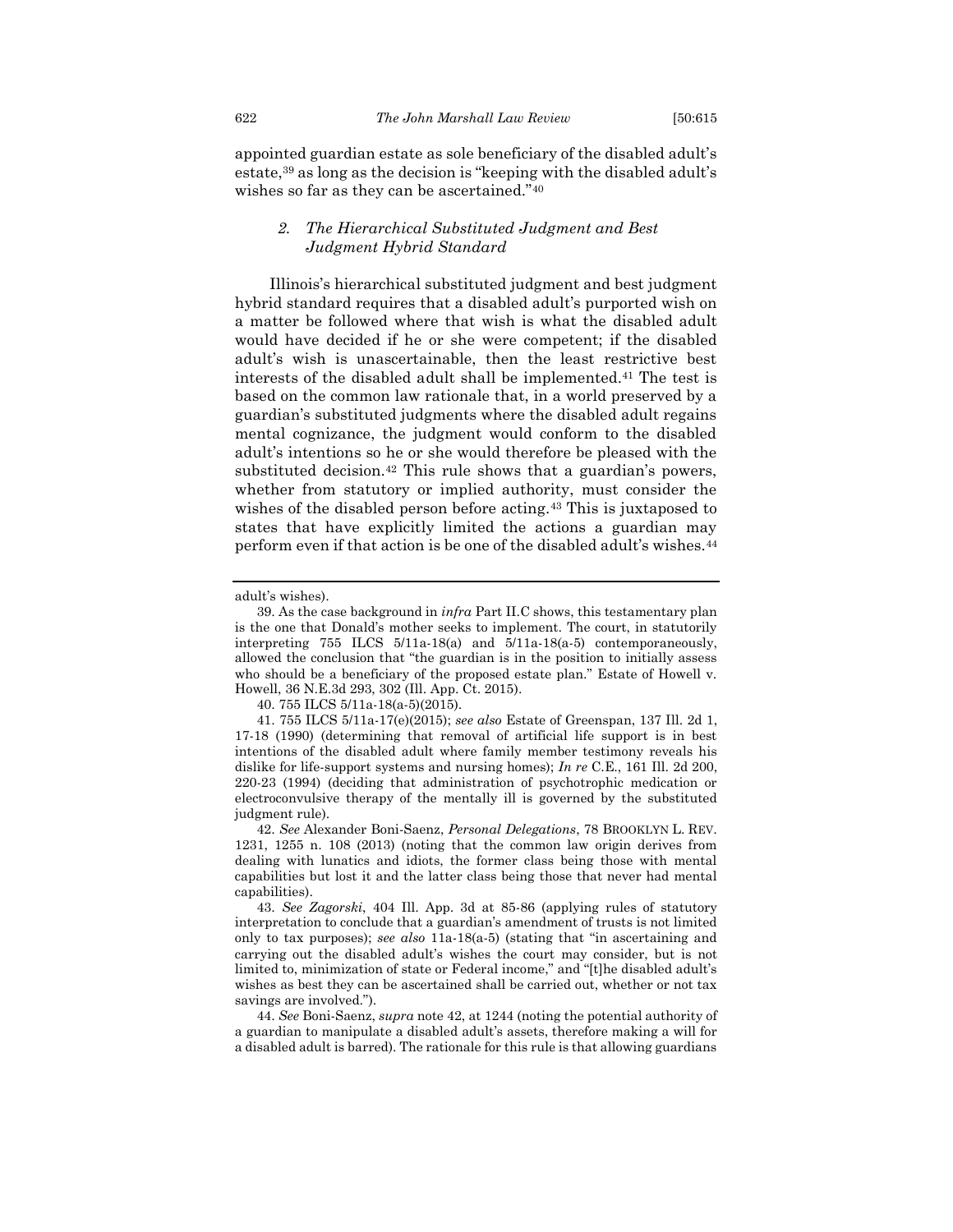appointed guardian estate as sole beneficiary of the disabled adult's estate,[39] as long as the decision is "keeping with the disabled adult's wishes so far as they can be ascertained."[40]

### *2. The Hierarchical Substituted Judgment and Best Judgment Hybrid Standard*

Illinois's hierarchical substituted judgment and best judgment hybrid standard requires that a disabled adult's purported wish on a matter be followed where that wish is what the disabled adult would have decided if he or she were competent; if the disabled adult's wish is unascertainable, then the least restrictive best interests of the disabled adult shall be implemented.[41] The test is based on the common law rationale that, in a world preserved by a guardian's substituted judgments where the disabled adult regains mental cognizance, the judgment would conform to the disabled adult's intentions so he or she would therefore be pleased with the substituted decision.[42] This rule shows that a guardian's powers, whether from statutory or implied authority, must consider the wishes of the disabled person before acting.[43] This is juxtaposed to states that have explicitly limited the actions a guardian may perform even if that action is be one of the disabled adult's wishes.[44]

---

adult's wishes).

39. As the case background in *infra* Part II.C shows, this testamentary plan is the one that Donald's mother seeks to implement. The court, in statutorily interpreting 755 ILCS 5/11a-18(a) and 5/11a-18(a-5) contemporaneously, allowed the conclusion that "the guardian is in the position to initially assess who should be a beneficiary of the proposed estate plan." Estate of Howell v. Howell, 36 N.E.3d 293, 302 (Ill. App. Ct. 2015).

40. 755 ILCS 5/11a-18(a-5)(2015).

41. 755 ILCS 5/11a-17(e)(2015); *see also* Estate of Greenspan, 137 Ill. 2d 1, 17-18 (1990) (determining that removal of artificial life support is in best intentions of the disabled adult where family member testimony reveals his dislike for life-support systems and nursing homes); *In re* C.E., 161 Ill. 2d 200, 220-23 (1994) (deciding that administration of psychotrophic medication or electroconvulsive therapy of the mentally ill is governed by the substituted judgment rule).

42. *See* Alexander Boni-Saenz, *Personal Delegations*, 78 BROOKLYN L. REV. 1231, 1255 n. 108 (2013) (noting that the common law origin derives from dealing with lunatics and idiots, the former class being those with mental capabilities but lost it and the latter class being those that never had mental capabilities).

43. *See Zagorski*, 404 Ill. App. 3d at 85-86 (applying rules of statutory interpretation to conclude that a guardian's amendment of trusts is not limited only to tax purposes); *see also* 11a-18(a-5) (stating that "in ascertaining and carrying out the disabled adult's wishes the court may consider, but is not limited to, minimization of state or Federal income," and "[t]he disabled adult's wishes as best they can be ascertained shall be carried out, whether or not tax savings are involved.").

44. *See* Boni-Saenz, *supra* note 42, at 1244 (noting the potential authority of a guardian to manipulate a disabled adult's assets, therefore making a will for a disabled adult is barred). The rationale for this rule is that allowing guardians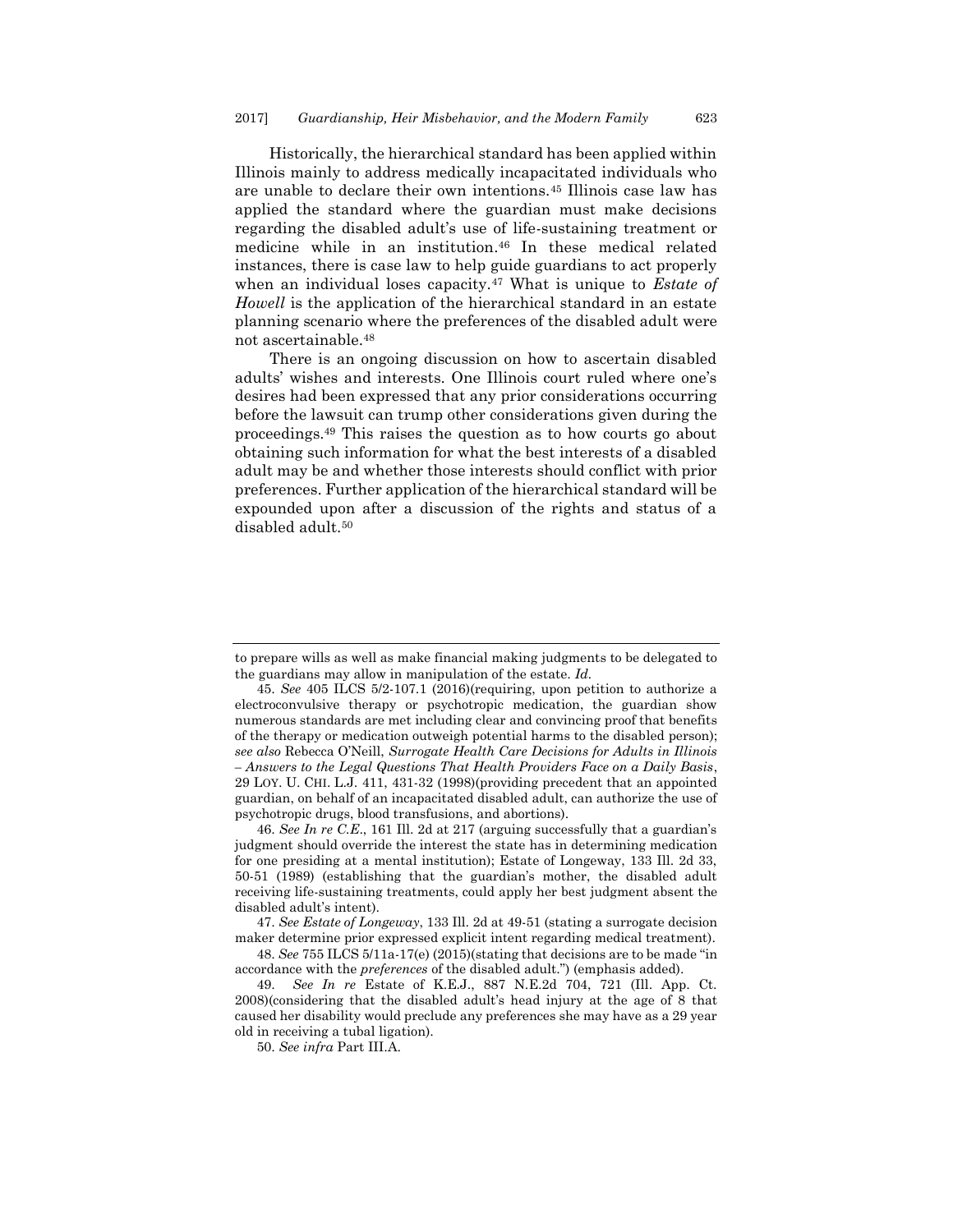Historically, the hierarchical standard has been applied within Illinois mainly to address medically incapacitated individuals who are unable to declare their own intentions.[45] Illinois case law has applied the standard where the guardian must make decisions regarding the disabled adult's use of life-sustaining treatment or medicine while in an institution.[46] In these medical related instances, there is case law to help guide guardians to act properly when an individual loses capacity.[47] What is unique to *Estate of Howell* is the application of the hierarchical standard in an estate planning scenario where the preferences of the disabled adult were not ascertainable.[48]

There is an ongoing discussion on how to ascertain disabled adults' wishes and interests. One Illinois court ruled where one's desires had been expressed that any prior considerations occurring before the lawsuit can trump other considerations given during the proceedings.[49] This raises the question as to how courts go about obtaining such information for what the best interests of a disabled adult may be and whether those interests should conflict with prior preferences. Further application of the hierarchical standard will be expounded upon after a discussion of the rights and status of a disabled adult.[50]

---

to prepare wills as well as make financial making judgments to be delegated to the guardians may allow in manipulation of the estate. *Id.*

45. *See* 405 ILCS 5/2-107.1 (2016)(requiring, upon petition to authorize a electroconvulsive therapy or psychotropic medication, the guardian show numerous standards are met including clear and convincing proof that benefits of the therapy or medication outweigh potential harms to the disabled person); *see also* Rebecca O'Neill, *Surrogate Health Care Decisions for Adults in Illinois – Answers to the Legal Questions That Health Providers Face on a Daily Basis*, 29 LOY. U. CHI. L.J. 411, 431-32 (1998)(providing precedent that an appointed guardian, on behalf of an incapacitated disabled adult, can authorize the use of psychotropic drugs, blood transfusions, and abortions).

46. *See In re C.E.*, 161 Ill. 2d at 217 (arguing successfully that a guardian's judgment should override the interest the state has in determining medication for one presiding at a mental institution); Estate of Longeway, 133 Ill. 2d 33, 50-51 (1989) (establishing that the guardian's mother, the disabled adult receiving life-sustaining treatments, could apply her best judgment absent the disabled adult's intent).

47. *See Estate of Longeway*, 133 Ill. 2d at 49-51 (stating a surrogate decision maker determine prior expressed explicit intent regarding medical treatment).

48. *See* 755 ILCS 5/11a-17(e) (2015)(stating that decisions are to be made "in accordance with the *preferences* of the disabled adult.") (emphasis added).

49. *See In re* Estate of K.E.J., 887 N.E.2d 704, 721 (Ill. App. Ct. 2008)(considering that the disabled adult's head injury at the age of 8 that caused her disability would preclude any preferences she may have as a 29 year old in receiving a tubal ligation).

50. *See infra* Part III.A.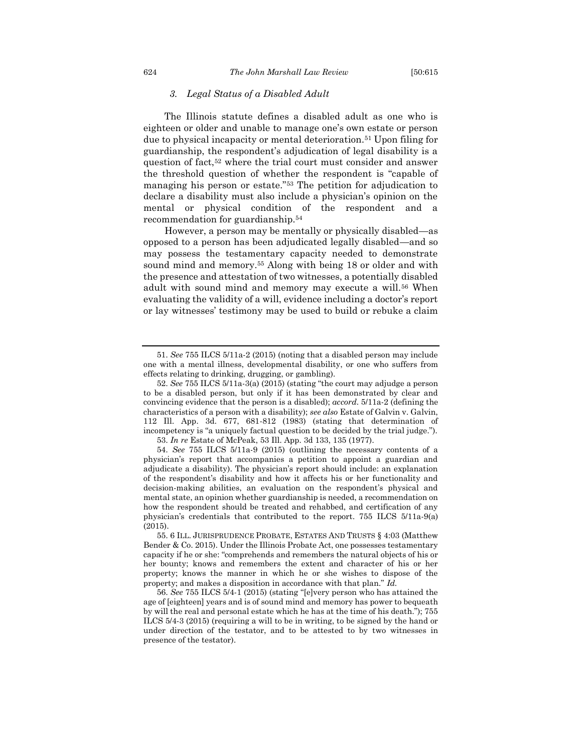### *3. Legal Status of a Disabled Adult*

The Illinois statute defines a disabled adult as one who is eighteen or older and unable to manage one's own estate or person due to physical incapacity or mental deterioration.[51] Upon filing for guardianship, the respondent's adjudication of legal disability is a question of fact,[52] where the trial court must consider and answer the threshold question of whether the respondent is "capable of managing his person or estate."[53] The petition for adjudication to declare a disability must also include a physician's opinion on the mental or physical condition of the respondent and a recommendation for guardianship.[54]

However, a person may be mentally or physically disabled—as opposed to a person has been adjudicated legally disabled—and so may possess the testamentary capacity needed to demonstrate sound mind and memory.[55] Along with being 18 or older and with the presence and attestation of two witnesses, a potentially disabled adult with sound mind and memory may execute a will.[56] When evaluating the validity of a will, evidence including a doctor's report or lay witnesses' testimony may be used to build or rebuke a claim

---

51. *See* 755 ILCS 5/11a-2 (2015) (noting that a disabled person may include one with a mental illness, developmental disability, or one who suffers from effects relating to drinking, drugging, or gambling).

52. *See* 755 ILCS 5/11a-3(a) (2015) (stating "the court may adjudge a person to be a disabled person, but only if it has been demonstrated by clear and convincing evidence that the person is a disabled); *accord*. 5/11a-2 (defining the characteristics of a person with a disability); *see also* Estate of Galvin v. Galvin, 112 Ill. App. 3d. 677, 681-812 (1983) (stating that determination of incompetency is "a uniquely factual question to be decided by the trial judge.").

53. *In re* Estate of McPeak, 53 Ill. App. 3d 133, 135 (1977).

54. *See* 755 ILCS 5/11a-9 (2015) (outlining the necessary contents of a physician's report that accompanies a petition to appoint a guardian and adjudicate a disability). The physician's report should include: an explanation of the respondent's disability and how it affects his or her functionality and decision-making abilities, an evaluation on the respondent's physical and mental state, an opinion whether guardianship is needed, a recommendation on how the respondent should be treated and rehabbed, and certification of any physician's credentials that contributed to the report. 755 ILCS 5/11a-9(a) (2015).

55. 6 ILL. JURISPRUDENCE PROBATE, ESTATES AND TRUSTS § 4:03 (Matthew Bender & Co. 2015). Under the Illinois Probate Act, one possesses testamentary capacity if he or she: "comprehends and remembers the natural objects of his or her bounty; knows and remembers the extent and character of his or her property; knows the manner in which he or she wishes to dispose of the property; and makes a disposition in accordance with that plan." *Id.*

56. *See* 755 ILCS 5/4-1 (2015) (stating "[e]very person who has attained the age of [eighteen] years and is of sound mind and memory has power to bequeath by will the real and personal estate which he has at the time of his death."); 755 ILCS 5/4-3 (2015) (requiring a will to be in writing, to be signed by the hand or under direction of the testator, and to be attested to by two witnesses in presence of the testator).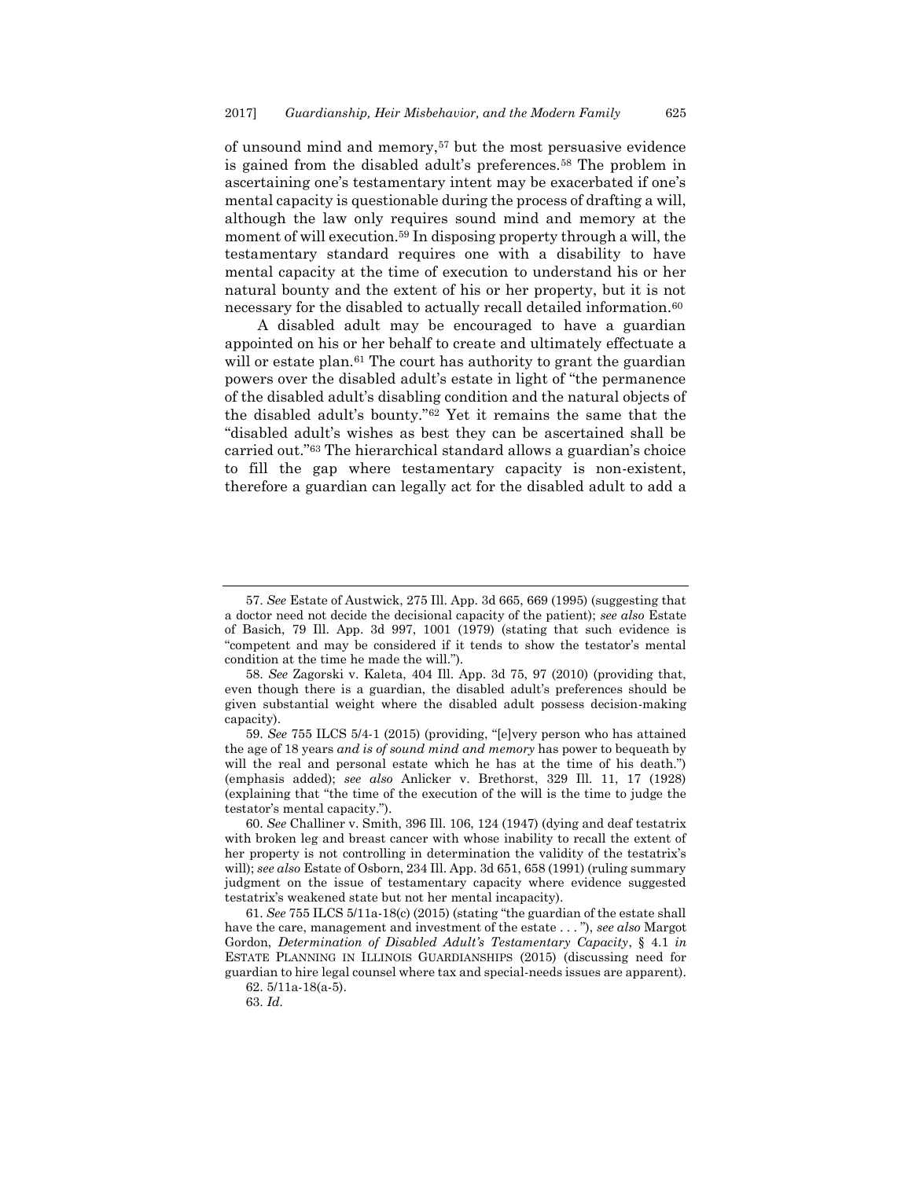of unsound mind and memory,[57] but the most persuasive evidence is gained from the disabled adult's preferences.[58] The problem in ascertaining one's testamentary intent may be exacerbated if one's mental capacity is questionable during the process of drafting a will, although the law only requires sound mind and memory at the moment of will execution.[59] In disposing property through a will, the testamentary standard requires one with a disability to have mental capacity at the time of execution to understand his or her natural bounty and the extent of his or her property, but it is not necessary for the disabled to actually recall detailed information.[60]

A disabled adult may be encouraged to have a guardian appointed on his or her behalf to create and ultimately effectuate a will or estate plan.[61] The court has authority to grant the guardian powers over the disabled adult's estate in light of "the permanence of the disabled adult's disabling condition and the natural objects of the disabled adult's bounty."[62] Yet it remains the same that the "disabled adult's wishes as best they can be ascertained shall be carried out."[63] The hierarchical standard allows a guardian's choice to fill the gap where testamentary capacity is non-existent, therefore a guardian can legally act for the disabled adult to add a

---

57. *See* Estate of Austwick, 275 Ill. App. 3d 665, 669 (1995) (suggesting that a doctor need not decide the decisional capacity of the patient); *see also* Estate of Basich, 79 Ill. App. 3d 997, 1001 (1979) (stating that such evidence is "competent and may be considered if it tends to show the testator's mental condition at the time he made the will.").

58. *See* Zagorski v. Kaleta, 404 Ill. App. 3d 75, 97 (2010) (providing that, even though there is a guardian, the disabled adult's preferences should be given substantial weight where the disabled adult possess decision-making capacity).

59. *See* 755 ILCS 5/4-1 (2015) (providing, "[e]very person who has attained the age of 18 years *and is of sound mind and memory* has power to bequeath by will the real and personal estate which he has at the time of his death.") (emphasis added); *see also* Anlicker v. Brethorst, 329 Ill. 11, 17 (1928) (explaining that "the time of the execution of the will is the time to judge the testator's mental capacity.").

60. *See* Challiner v. Smith, 396 Ill. 106, 124 (1947) (dying and deaf testatrix with broken leg and breast cancer with whose inability to recall the extent of her property is not controlling in determination the validity of the testatrix's will); *see also* Estate of Osborn, 234 Ill. App. 3d 651, 658 (1991) (ruling summary judgment on the issue of testamentary capacity where evidence suggested testatrix's weakened state but not her mental incapacity).

61. *See* 755 ILCS 5/11a-18(c) (2015) (stating "the guardian of the estate shall have the care, management and investment of the estate . . . "), *see also* Margot Gordon, *Determination of Disabled Adult's Testamentary Capacity*, § 4.1 *in* ESTATE PLANNING IN ILLINOIS GUARDIANSHIPS (2015) (discussing need for guardian to hire legal counsel where tax and special-needs issues are apparent).

62. 5/11a-18(a-5).

63. *Id.*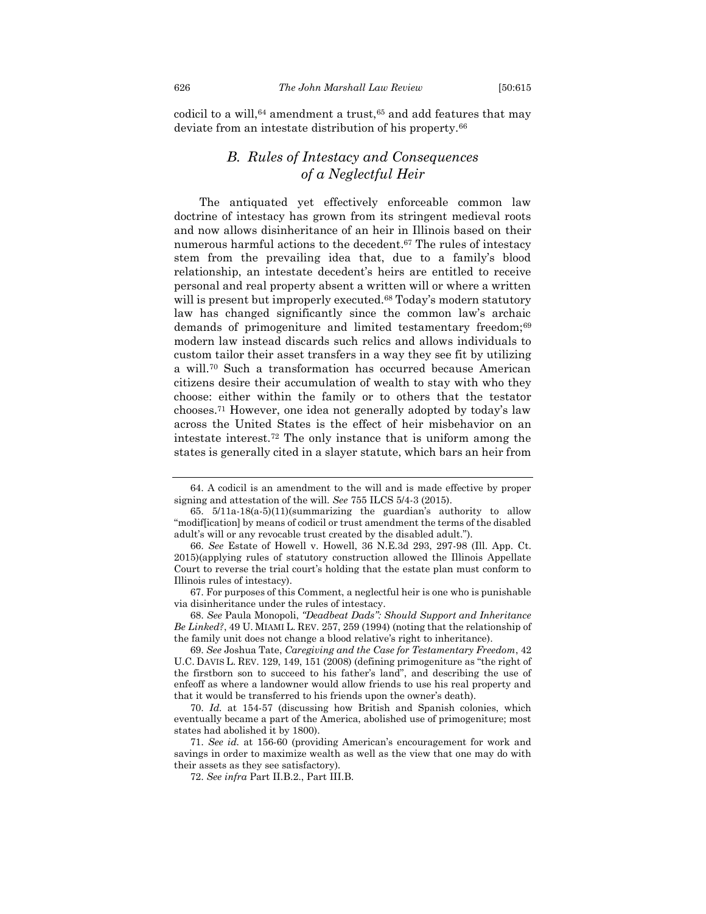codicil to a will,[64] amendment a trust,[65] and add features that may deviate from an intestate distribution of his property.[66]

### *B. Rules of Intestacy and Consequences of a Neglectful Heir*

The antiquated yet effectively enforceable common law doctrine of intestacy has grown from its stringent medieval roots and now allows disinheritance of an heir in Illinois based on their numerous harmful actions to the decedent.[67] The rules of intestacy stem from the prevailing idea that, due to a family's blood relationship, an intestate decedent's heirs are entitled to receive personal and real property absent a written will or where a written will is present but improperly executed.[68] Today's modern statutory law has changed significantly since the common law's archaic demands of primogeniture and limited testamentary freedom;[69] modern law instead discards such relics and allows individuals to custom tailor their asset transfers in a way they see fit by utilizing a will.[70] Such a transformation has occurred because American citizens desire their accumulation of wealth to stay with who they choose: either within the family or to others that the testator chooses.[71] However, one idea not generally adopted by today's law across the United States is the effect of heir misbehavior on an intestate interest.[72] The only instance that is uniform among the states is generally cited in a slayer statute, which bars an heir from

---

64. A codicil is an amendment to the will and is made effective by proper signing and attestation of the will. *See* 755 ILCS 5/4-3 (2015).

65. 5/11a-18(a-5)(11)(summarizing the guardian's authority to allow "modif[ication] by means of codicil or trust amendment the terms of the disabled adult's will or any revocable trust created by the disabled adult.").

66. *See* Estate of Howell v. Howell, 36 N.E.3d 293, 297-98 (Ill. App. Ct. 2015)(applying rules of statutory construction allowed the Illinois Appellate Court to reverse the trial court's holding that the estate plan must conform to Illinois rules of intestacy).

67. For purposes of this Comment, a neglectful heir is one who is punishable via disinheritance under the rules of intestacy.

68. *See* Paula Monopoli, *"Deadbeat Dads": Should Support and Inheritance Be Linked?*, 49 U. MIAMI L. REV. 257, 259 (1994) (noting that the relationship of the family unit does not change a blood relative's right to inheritance).

69. *See* Joshua Tate, *Caregiving and the Case for Testamentary Freedom*, 42 U.C. DAVIS L. REV. 129, 149, 151 (2008) (defining primogeniture as "the right of the firstborn son to succeed to his father's land", and describing the use of enfeoff as where a landowner would allow friends to use his real property and that it would be transferred to his friends upon the owner's death).

70. *Id.* at 154-57 (discussing how British and Spanish colonies, which eventually became a part of the America, abolished use of primogeniture; most states had abolished it by 1800).

71. *See id.* at 156-60 (providing American's encouragement for work and savings in order to maximize wealth as well as the view that one may do with their assets as they see satisfactory).

72. *See infra* Part II.B.2., Part III.B.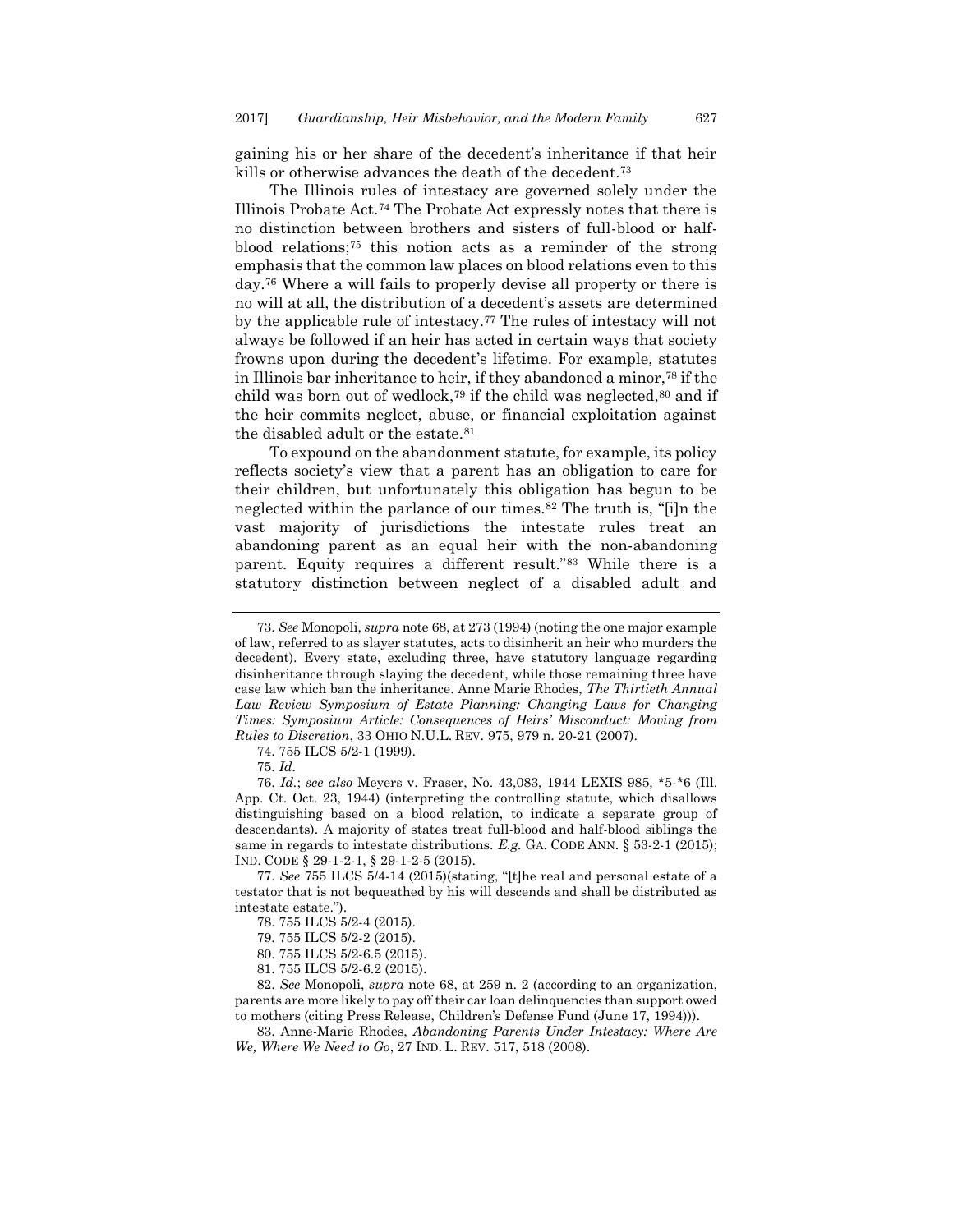gaining his or her share of the decedent's inheritance if that heir kills or otherwise advances the death of the decedent.[73]

The Illinois rules of intestacy are governed solely under the Illinois Probate Act.[74] The Probate Act expressly notes that there is no distinction between brothers and sisters of full-blood or half-blood relations;[75] this notion acts as a reminder of the strong emphasis that the common law places on blood relations even to this day.[76] Where a will fails to properly devise all property or there is no will at all, the distribution of a decedent's assets are determined by the applicable rule of intestacy.[77] The rules of intestacy will not always be followed if an heir has acted in certain ways that society frowns upon during the decedent's lifetime. For example, statutes in Illinois bar inheritance to heir, if they abandoned a minor,[78] if the child was born out of wedlock,[79] if the child was neglected,[80] and if the heir commits neglect, abuse, or financial exploitation against the disabled adult or the estate.[81]

To expound on the abandonment statute, for example, its policy reflects society's view that a parent has an obligation to care for their children, but unfortunately this obligation has begun to be neglected within the parlance of our times.[82] The truth is, "[i]n the vast majority of jurisdictions the intestate rules treat an abandoning parent as an equal heir with the non-abandoning parent. Equity requires a different result."[83] While there is a statutory distinction between neglect of a disabled adult and

---

73. *See* Monopoli, *supra* note 68, at 273 (1994) (noting the one major example of law, referred to as slayer statutes, acts to disinherit an heir who murders the decedent). Every state, excluding three, have statutory language regarding disinheritance through slaying the decedent, while those remaining three have case law which ban the inheritance. Anne Marie Rhodes, *The Thirtieth Annual Law Review Symposium of Estate Planning: Changing Laws for Changing Times: Symposium Article: Consequences of Heirs' Misconduct: Moving from Rules to Discretion*, 33 OHIO N.U.L. REV. 975, 979 n. 20-21 (2007).

74. 755 ILCS 5/2-1 (1999).

75. *Id*.

76. *Id.*; *see also* Meyers v. Fraser, No. 43,083, 1944 LEXIS 985, *5-*6 (Ill. App. Ct. Oct. 23, 1944) (interpreting the controlling statute, which disallows distinguishing based on a blood relation, to indicate a separate group of descendants). A majority of states treat full-blood and half-blood siblings the same in regards to intestate distributions. *E.g.* GA. CODE ANN. § 53-2-1 (2015); IND. CODE § 29-1-2-1, § 29-1-2-5 (2015).

77. *See* 755 ILCS 5/4-14 (2015)(stating, "[t]he real and personal estate of a testator that is not bequeathed by his will descends and shall be distributed as intestate estate.").

78. 755 ILCS 5/2-4 (2015).

79. 755 ILCS 5/2-2 (2015).

80. 755 ILCS 5/2-6.5 (2015).

81. 755 ILCS 5/2-6.2 (2015).

82. *See* Monopoli, *supra* note 68, at 259 n. 2 (according to an organization, parents are more likely to pay off their car loan delinquencies than support owed to mothers (citing Press Release, Children's Defense Fund (June 17, 1994))).

83. Anne-Marie Rhodes, *Abandoning Parents Under Intestacy: Where Are We, Where We Need to Go*, 27 IND. L. REV. 517, 518 (2008).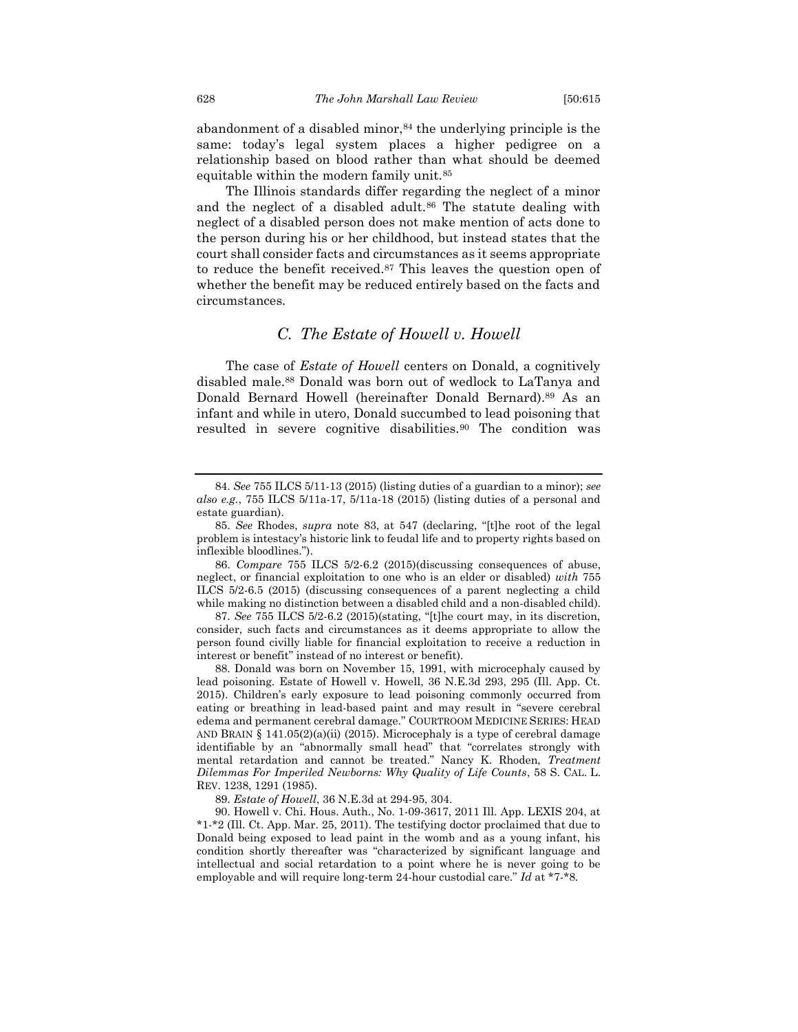abandonment of a disabled minor,[84] the underlying principle is the same: today's legal system places a higher pedigree on a relationship based on blood rather than what should be deemed equitable within the modern family unit.[85]

The Illinois standards differ regarding the neglect of a minor and the neglect of a disabled adult.[86] The statute dealing with neglect of a disabled person does not make mention of acts done to the person during his or her childhood, but instead states that the court shall consider facts and circumstances as it seems appropriate to reduce the benefit received.[87] This leaves the question open of whether the benefit may be reduced entirely based on the facts and circumstances.

### C. *The Estate of Howell v. Howell*

The case of *Estate of Howell* centers on Donald, a cognitively disabled male.[88] Donald was born out of wedlock to LaTanya and Donald Bernard Howell (hereinafter Donald Bernard).[89] As an infant and while in utero, Donald succumbed to lead poisoning that resulted in severe cognitive disabilities.[90] The condition was

---

84. *See* 755 ILCS 5/11-13 (2015) (listing duties of a guardian to a minor); *see also e.g.*, 755 ILCS 5/11a-17, 5/11a-18 (2015) (listing duties of a personal and estate guardian).

85. *See* Rhodes, *supra* note 83, at 547 (declaring, "[t]he root of the legal problem is intestacy's historic link to feudal life and to property rights based on inflexible bloodlines.").

86. *Compare* 755 ILCS 5/2-6.2 (2015)(discussing consequences of abuse, neglect, or financial exploitation to one who is an elder or disabled) *with* 755 ILCS 5/2-6.5 (2015) (discussing consequences of a parent neglecting a child while making no distinction between a disabled child and a non-disabled child).

87. *See* 755 ILCS 5/2-6.2 (2015)(stating, "[t]he court may, in its discretion, consider, such facts and circumstances as it deems appropriate to allow the person found civilly liable for financial exploitation to receive a reduction in interest or benefit" instead of no interest or benefit).

88. Donald was born on November 15, 1991, with microcephaly caused by lead poisoning. Estate of Howell v. Howell, 36 N.E.3d 293, 295 (Ill. App. Ct. 2015). Children's early exposure to lead poisoning commonly occurred from eating or breathing in lead-based paint and may result in "severe cerebral edema and permanent cerebral damage." COURTROOM MEDICINE SERIES: HEAD AND BRAIN § 141.05(2)(a)(ii) (2015). Microcephaly is a type of cerebral damage identifiable by an "abnormally small head" that "correlates strongly with mental retardation and cannot be treated." Nancy K. Rhoden, *Treatment Dilemmas For Imperiled Newborns: Why Quality of Life Counts*, 58 S. CAL. L. REV. 1238, 1291 (1985).

89. *Estate of Howell*, 36 N.E.3d at 294-95, 304.

90. Howell v. Chi. Hous. Auth., No. 1-09-3617, 2011 Ill. App. LEXIS 204, at *1-*2 (Ill. Ct. App. Mar. 25, 2011). The testifying doctor proclaimed that due to Donald being exposed to lead paint in the womb and as a young infant, his condition shortly thereafter was "characterized by significant language and intellectual and social retardation to a point where he is never going to be employable and will require long-term 24-hour custodial care." *Id* at *7-*8.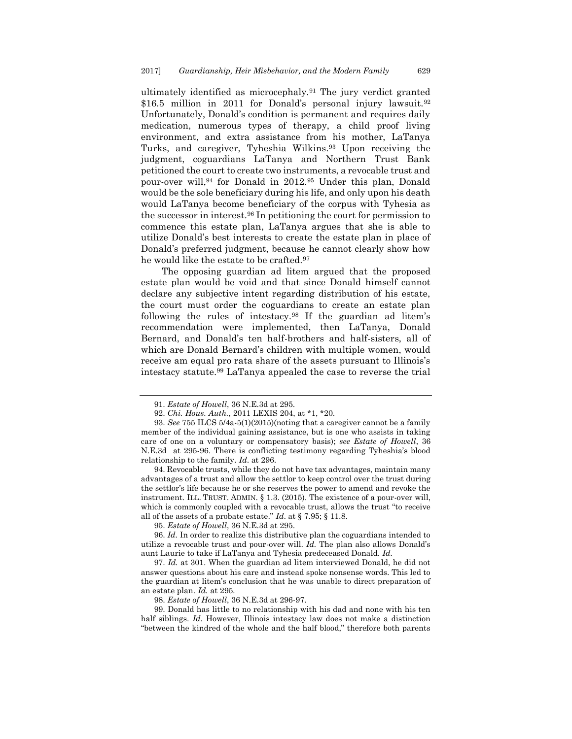ultimately identified as microcephaly.[91] The jury verdict granted $16.5 million in 2011 for Donald's personal injury lawsuit.[92] Unfortunately, Donald's condition is permanent and requires daily medication, numerous types of therapy, a child proof living environment, and extra assistance from his mother, LaTanya Turks, and caregiver, Tyheshia Wilkins.[93] Upon receiving the judgment, coguardians LaTanya and Northern Trust Bank petitioned the court to create two instruments, a revocable trust and pour-over will,[94] for Donald in 2012.[95] Under this plan, Donald would be the sole beneficiary during his life, and only upon his death would LaTanya become beneficiary of the corpus with Tyhesia as the successor in interest.[96] In petitioning the court for permission to commence this estate plan, LaTanya argues that she is able to utilize Donald's best interests to create the estate plan in place of Donald's preferred judgment, because he cannot clearly show how he would like the estate to be crafted.[97]

The opposing guardian ad litem argued that the proposed estate plan would be void and that since Donald himself cannot declare any subjective intent regarding distribution of his estate, the court must order the coguardians to create an estate plan following the rules of intestacy.[98] If the guardian ad litem's recommendation were implemented, then LaTanya, Donald Bernard, and Donald's ten half-brothers and half-sisters, all of which are Donald Bernard's children with multiple women, would receive am equal pro rata share of the assets pursuant to Illinois's intestacy statute.[99] LaTanya appealed the case to reverse the trial

---

91. *Estate of Howell*, 36 N.E.3d at 295.

92. *Chi. Hous. Auth.*, 2011 LEXIS 204, at \*1, \*20.

93. *See* 755 ILCS 5/4a-5(1)(2015)(noting that a caregiver cannot be a family member of the individual gaining assistance, but is one who assists in taking care of one on a voluntary or compensatory basis); *see Estate of Howell*, 36 N.E.3d at 295-96. There is conflicting testimony regarding Tyheshia's blood relationship to the family. *Id*. at 296.

94. Revocable trusts, while they do not have tax advantages, maintain many advantages of a trust and allow the settlor to keep control over the trust during the settlor's life because he or she reserves the power to amend and revoke the instrument. ILL. TRUST. ADMIN. § 1.3. (2015). The existence of a pour-over will, which is commonly coupled with a revocable trust, allows the trust "to receive all of the assets of a probate estate." *Id*. at § 7.95; § 11.8.

95. *Estate of Howell*, 36 N.E.3d at 295.

96. *Id.* In order to realize this distributive plan the coguardians intended to utilize a revocable trust and pour-over will. *Id.* The plan also allows Donald's aunt Laurie to take if LaTanya and Tyhesia predeceased Donald. *Id.*

97. *Id.* at 301. When the guardian ad litem interviewed Donald, he did not answer questions about his care and instead spoke nonsense words. This led to the guardian at litem's conclusion that he was unable to direct preparation of an estate plan. *Id.* at 295.

98. *Estate of Howell*, 36 N.E.3d at 296-97.

99. Donald has little to no relationship with his dad and none with his ten half siblings. *Id*. However, Illinois intestacy law does not make a distinction "between the kindred of the whole and the half blood," therefore both parents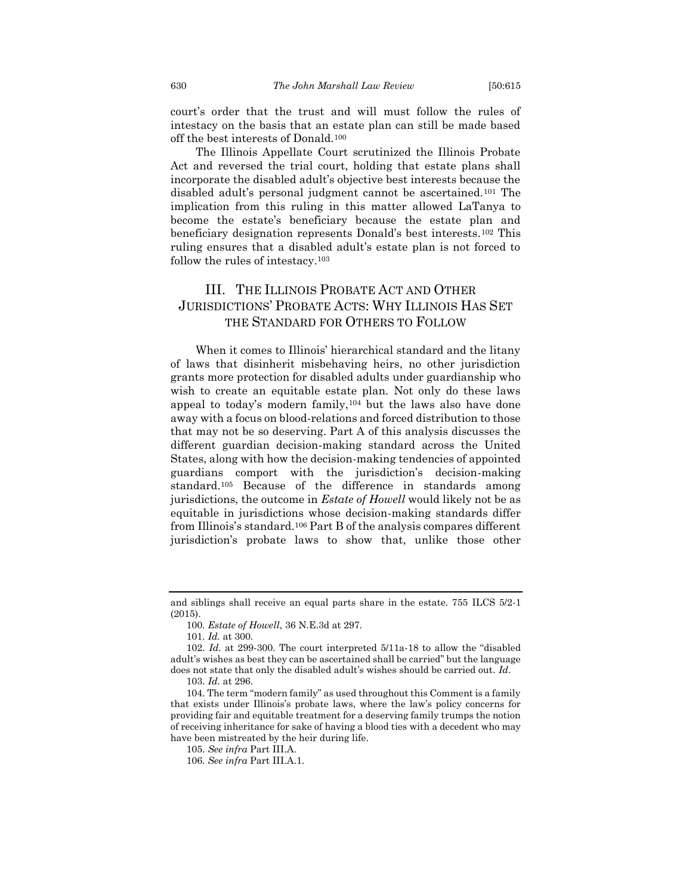court's order that the trust and will must follow the rules of intestacy on the basis that an estate plan can still be made based off the best interests of Donald.[100]

The Illinois Appellate Court scrutinized the Illinois Probate Act and reversed the trial court, holding that estate plans shall incorporate the disabled adult's objective best interests because the disabled adult's personal judgment cannot be ascertained.[101] The implication from this ruling in this matter allowed LaTanya to become the estate's beneficiary because the estate plan and beneficiary designation represents Donald's best interests.[102] This ruling ensures that a disabled adult's estate plan is not forced to follow the rules of intestacy.[103]

## III. The Illinois Probate Act and Other Jurisdictions' Probate Acts: Why Illinois Has Set the Standard for Others to Follow

When it comes to Illinois' hierarchical standard and the litany of laws that disinherit misbehaving heirs, no other jurisdiction grants more protection for disabled adults under guardianship who wish to create an equitable estate plan. Not only do these laws appeal to today's modern family,[104] but the laws also have done away with a focus on blood-relations and forced distribution to those that may not be so deserving. Part A of this analysis discusses the different guardian decision-making standard across the United States, along with how the decision-making tendencies of appointed guardians comport with the jurisdiction's decision-making standard.[105] Because of the difference in standards among jurisdictions, the outcome in *Estate of Howell* would likely not be as equitable in jurisdictions whose decision-making standards differ from Illinois's standard.[106] Part B of the analysis compares different jurisdiction's probate laws to show that, unlike those other

---

and siblings shall receive an equal parts share in the estate. 755 ILCS 5/2-1 (2015).

100. *Estate of Howell*, 36 N.E.3d at 297.

101. *Id.* at 300.

102. *Id.* at 299-300. The court interpreted 5/11a-18 to allow the "disabled adult's wishes as best they can be ascertained shall be carried" but the language does not state that only the disabled adult's wishes should be carried out. *Id.*

103. *Id.* at 296.

104. The term "modern family" as used throughout this Comment is a family that exists under Illinois's probate laws, where the law's policy concerns for providing fair and equitable treatment for a deserving family trumps the notion of receiving inheritance for sake of having a blood ties with a decedent who may have been mistreated by the heir during life.

105. *See infra* Part III.A.

106. *See infra* Part III.A.1.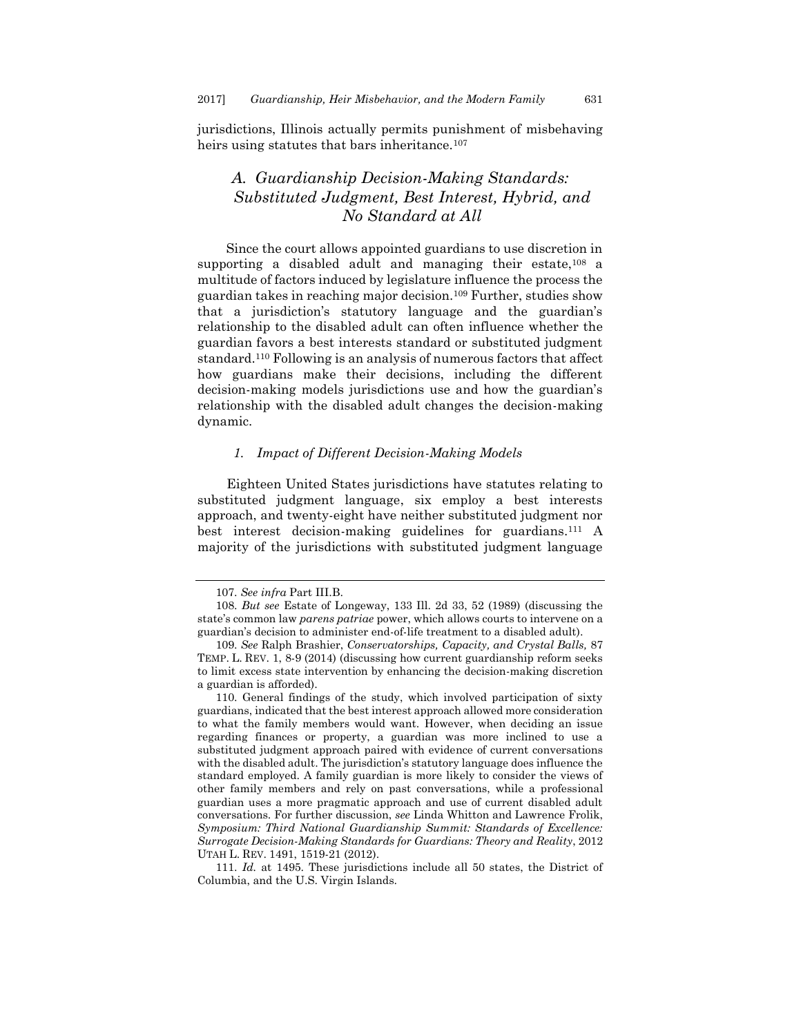jurisdictions, Illinois actually permits punishment of misbehaving heirs using statutes that bars inheritance.[107]

### *A. Guardianship Decision-Making Standards: Substituted Judgment, Best Interest, Hybrid, and No Standard at All*

Since the court allows appointed guardians to use discretion in supporting a disabled adult and managing their estate,[108] a multitude of factors induced by legislature influence the process the guardian takes in reaching major decision.[109] Further, studies show that a jurisdiction's statutory language and the guardian's relationship to the disabled adult can often influence whether the guardian favors a best interests standard or substituted judgment standard.[110] Following is an analysis of numerous factors that affect how guardians make their decisions, including the different decision-making models jurisdictions use and how the guardian's relationship with the disabled adult changes the decision-making dynamic.

#### *1. Impact of Different Decision-Making Models*

Eighteen United States jurisdictions have statutes relating to substituted judgment language, six employ a best interests approach, and twenty-eight have neither substituted judgment nor best interest decision-making guidelines for guardians.[111] A majority of the jurisdictions with substituted judgment language

---

107. *See infra* Part III.B.

108. *But see* Estate of Longeway, 133 Ill. 2d 33, 52 (1989) (discussing the state's common law *parens patriae* power, which allows courts to intervene on a guardian's decision to administer end-of-life treatment to a disabled adult).

109. *See* Ralph Brashier, *Conservatorships, Capacity, and Crystal Balls,* 87 TEMP. L. REV. 1, 8-9 (2014) (discussing how current guardianship reform seeks to limit excess state intervention by enhancing the decision-making discretion a guardian is afforded).

110. General findings of the study, which involved participation of sixty guardians, indicated that the best interest approach allowed more consideration to what the family members would want. However, when deciding an issue regarding finances or property, a guardian was more inclined to use a substituted judgment approach paired with evidence of current conversations with the disabled adult. The jurisdiction's statutory language does influence the standard employed. A family guardian is more likely to consider the views of other family members and rely on past conversations, while a professional guardian uses a more pragmatic approach and use of current disabled adult conversations. For further discussion, *see* Linda Whitton and Lawrence Frolik, *Symposium: Third National Guardianship Summit: Standards of Excellence: Surrogate Decision-Making Standards for Guardians: Theory and Reality*, 2012 UTAH L. REV. 1491, 1519-21 (2012).

111. *Id.* at 1495. These jurisdictions include all 50 states, the District of Columbia, and the U.S. Virgin Islands.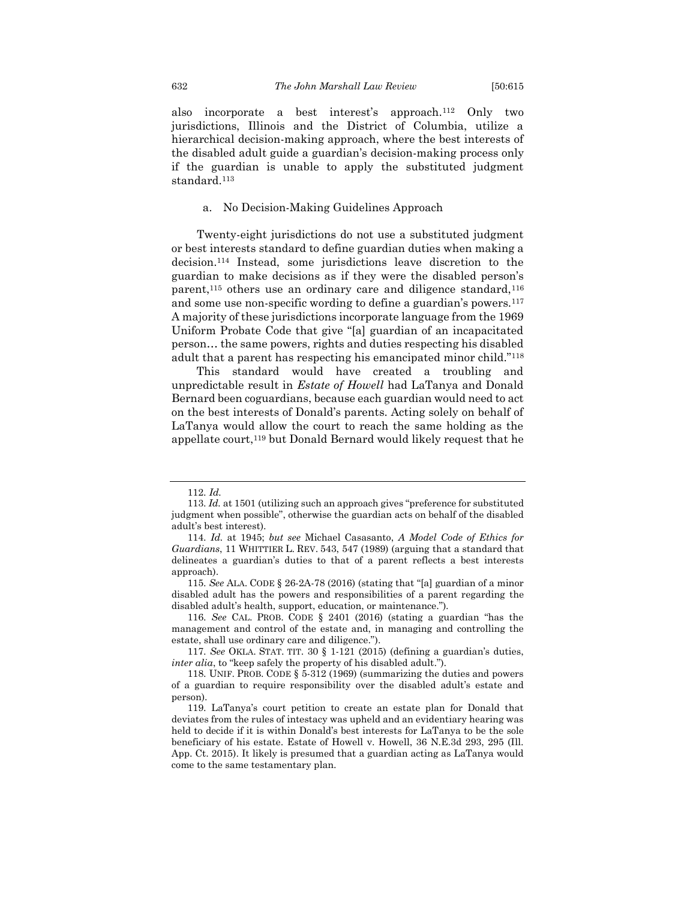also incorporate a best interest's approach.[112] Only two jurisdictions, Illinois and the District of Columbia, utilize a hierarchical decision-making approach, where the best interests of the disabled adult guide a guardian's decision-making process only if the guardian is unable to apply the substituted judgment standard.[113]

### a. No Decision-Making Guidelines Approach

Twenty-eight jurisdictions do not use a substituted judgment or best interests standard to define guardian duties when making a decision.[114] Instead, some jurisdictions leave discretion to the guardian to make decisions as if they were the disabled person's parent,[115] others use an ordinary care and diligence standard,[116] and some use non-specific wording to define a guardian's powers.[117] A majority of these jurisdictions incorporate language from the 1969 Uniform Probate Code that give "[a] guardian of an incapacitated person… the same powers, rights and duties respecting his disabled adult that a parent has respecting his emancipated minor child."[118]

This standard would have created a troubling and unpredictable result in *Estate of Howell* had LaTanya and Donald Bernard been coguardians, because each guardian would need to act on the best interests of Donald's parents. Acting solely on behalf of LaTanya would allow the court to reach the same holding as the appellate court,[119] but Donald Bernard would likely request that he

---

112. *Id.*

113. *Id.* at 1501 (utilizing such an approach gives "preference for substituted judgment when possible", otherwise the guardian acts on behalf of the disabled adult's best interest).

114. *Id.* at 1945; *but see* Michael Casasanto, *A Model Code of Ethics for Guardians*, 11 WHITTIER L. REV. 543, 547 (1989) (arguing that a standard that delineates a guardian's duties to that of a parent reflects a best interests approach).

115. *See* ALA. CODE § 26-2A-78 (2016) (stating that "[a] guardian of a minor disabled adult has the powers and responsibilities of a parent regarding the disabled adult's health, support, education, or maintenance.").

116. *See* CAL. PROB. CODE § 2401 (2016) (stating a guardian "has the management and control of the estate and, in managing and controlling the estate, shall use ordinary care and diligence.").

117. *See* OKLA. STAT. TIT. 30 § 1-121 (2015) (defining a guardian's duties, *inter alia*, to "keep safely the property of his disabled adult.").

118. UNIF. PROB. CODE § 5-312 (1969) (summarizing the duties and powers of a guardian to require responsibility over the disabled adult's estate and person).

119. LaTanya's court petition to create an estate plan for Donald that deviates from the rules of intestacy was upheld and an evidentiary hearing was held to decide if it is within Donald's best interests for LaTanya to be the sole beneficiary of his estate. Estate of Howell v. Howell, 36 N.E.3d 293, 295 (Ill. App. Ct. 2015). It likely is presumed that a guardian acting as LaTanya would come to the same testamentary plan.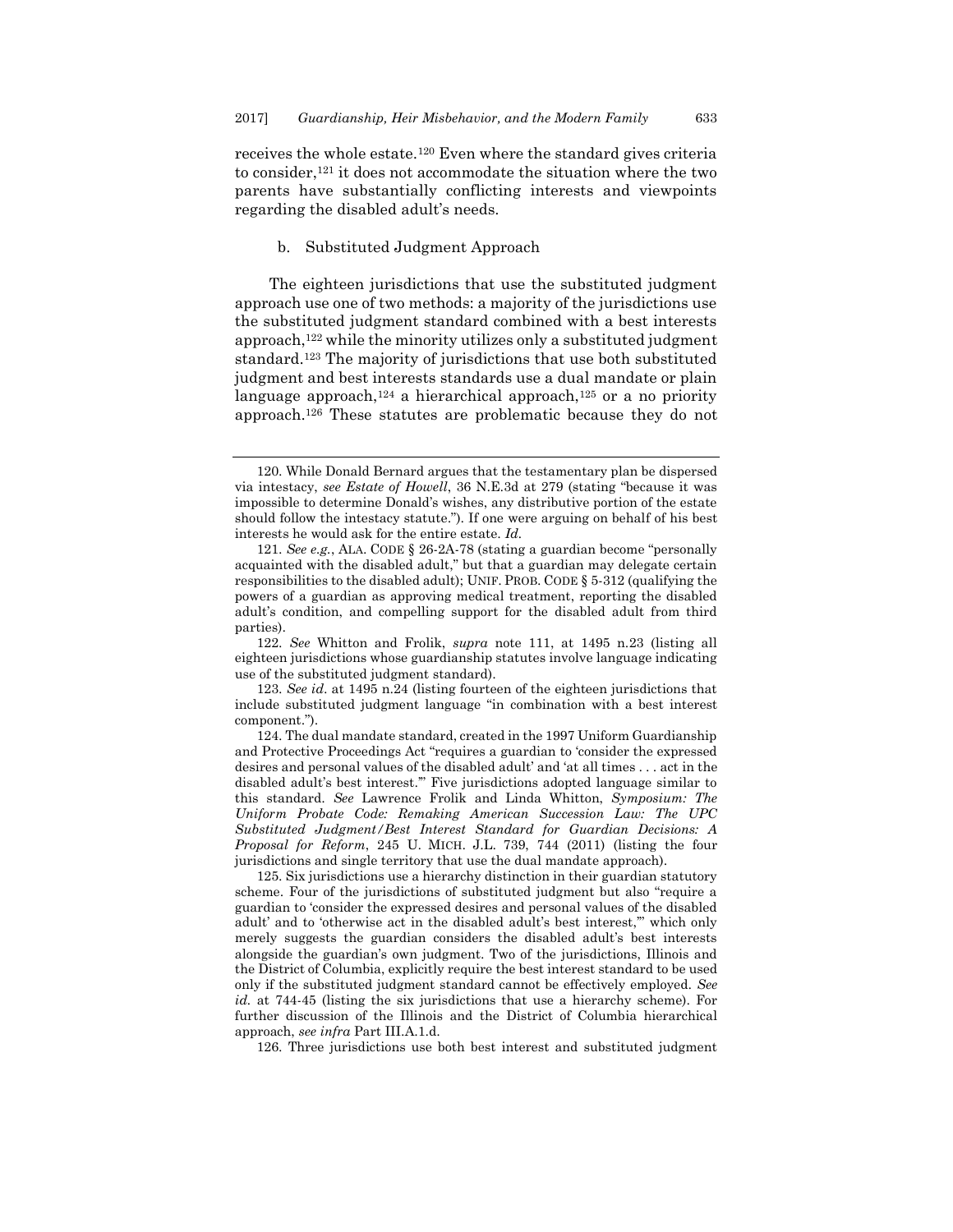receives the whole estate.[120] Even where the standard gives criteria to consider,[121] it does not accommodate the situation where the two parents have substantially conflicting interests and viewpoints regarding the disabled adult's needs.

b. Substituted Judgment Approach

The eighteen jurisdictions that use the substituted judgment approach use one of two methods: a majority of the jurisdictions use the substituted judgment standard combined with a best interests approach,[122] while the minority utilizes only a substituted judgment standard.[123] The majority of jurisdictions that use both substituted judgment and best interests standards use a dual mandate or plain language approach,[124] a hierarchical approach,[125] or a no priority approach.[126] These statutes are problematic because they do not

---

120. While Donald Bernard argues that the testamentary plan be dispersed via intestacy, *see Estate of Howell*, 36 N.E.3d at 279 (stating "because it was impossible to determine Donald's wishes, any distributive portion of the estate should follow the intestacy statute."). If one were arguing on behalf of his best interests he would ask for the entire estate. *Id.*

121. *See e.g.*, ALA. CODE § 26-2A-78 (stating a guardian become "personally acquainted with the disabled adult," but that a guardian may delegate certain responsibilities to the disabled adult); UNIF. PROB. CODE § 5-312 (qualifying the powers of a guardian as approving medical treatment, reporting the disabled adult's condition, and compelling support for the disabled adult from third parties).

122. *See* Whitton and Frolik, *supra* note 111, at 1495 n.23 (listing all eighteen jurisdictions whose guardianship statutes involve language indicating use of the substituted judgment standard).

123. *See id.* at 1495 n.24 (listing fourteen of the eighteen jurisdictions that include substituted judgment language "in combination with a best interest component.").

124. The dual mandate standard, created in the 1997 Uniform Guardianship and Protective Proceedings Act "requires a guardian to 'consider the expressed desires and personal values of the disabled adult' and 'at all times . . . act in the disabled adult's best interest.'" Five jurisdictions adopted language similar to this standard. *See* Lawrence Frolik and Linda Whitton, *Symposium: The Uniform Probate Code: Remaking American Succession Law: The UPC Substituted Judgment/Best Interest Standard for Guardian Decisions: A Proposal for Reform*, 245 U. MICH. J.L. 739, 744 (2011) (listing the four jurisdictions and single territory that use the dual mandate approach).

125. Six jurisdictions use a hierarchy distinction in their guardian statutory scheme. Four of the jurisdictions of substituted judgment but also "require a guardian to 'consider the expressed desires and personal values of the disabled adult' and to 'otherwise act in the disabled adult's best interest,'" which only merely suggests the guardian considers the disabled adult's best interests alongside the guardian's own judgment. Two of the jurisdictions, Illinois and the District of Columbia, explicitly require the best interest standard to be used only if the substituted judgment standard cannot be effectively employed. *See id.* at 744-45 (listing the six jurisdictions that use a hierarchy scheme). For further discussion of the Illinois and the District of Columbia hierarchical approach, *see infra* Part III.A.1.d.

126. Three jurisdictions use both best interest and substituted judgment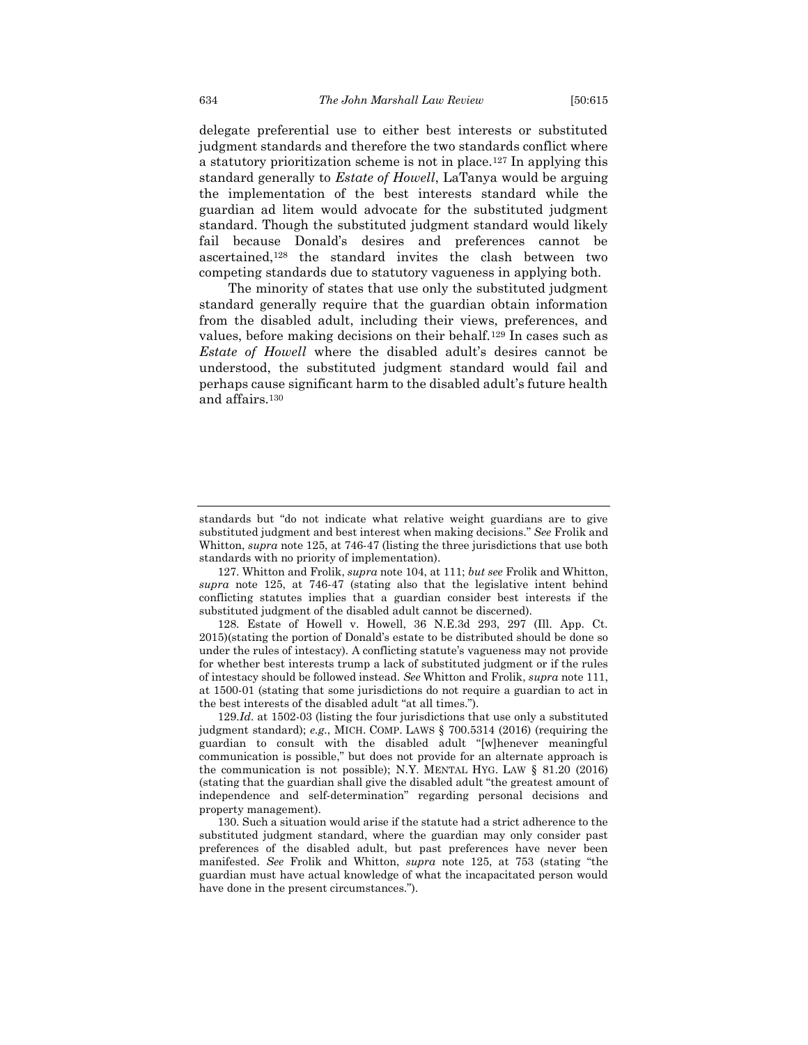delegate preferential use to either best interests or substituted judgment standards and therefore the two standards conflict where a statutory prioritization scheme is not in place.[127] In applying this standard generally to *Estate of Howell*, LaTanya would be arguing the implementation of the best interests standard while the guardian ad litem would advocate for the substituted judgment standard. Though the substituted judgment standard would likely fail because Donald's desires and preferences cannot be ascertained,[128] the standard invites the clash between two competing standards due to statutory vagueness in applying both.

The minority of states that use only the substituted judgment standard generally require that the guardian obtain information from the disabled adult, including their views, preferences, and values, before making decisions on their behalf.[129] In cases such as *Estate of Howell* where the disabled adult's desires cannot be understood, the substituted judgment standard would fail and perhaps cause significant harm to the disabled adult's future health and affairs.[130]

---

standards but "do not indicate what relative weight guardians are to give substituted judgment and best interest when making decisions." *See* Frolik and Whitton, *supra* note 125, at 746-47 (listing the three jurisdictions that use both standards with no priority of implementation).

127. Whitton and Frolik, *supra* note 104, at 111; *but see* Frolik and Whitton, *supra* note 125, at 746-47 (stating also that the legislative intent behind conflicting statutes implies that a guardian consider best interests if the substituted judgment of the disabled adult cannot be discerned).

128. Estate of Howell v. Howell, 36 N.E.3d 293, 297 (Ill. App. Ct. 2015)(stating the portion of Donald's estate to be distributed should be done so under the rules of intestacy). A conflicting statute's vagueness may not provide for whether best interests trump a lack of substituted judgment or if the rules of intestacy should be followed instead. *See* Whitton and Frolik, *supra* note 111, at 1500-01 (stating that some jurisdictions do not require a guardian to act in the best interests of the disabled adult "at all times.").

129.*Id*. at 1502-03 (listing the four jurisdictions that use only a substituted judgment standard); *e.g.*, MICH. COMP. LAWS § 700.5314 (2016) (requiring the guardian to consult with the disabled adult "[w]henever meaningful communication is possible," but does not provide for an alternate approach is the communication is not possible); N.Y. MENTAL HYG. LAW § 81.20 (2016) (stating that the guardian shall give the disabled adult "the greatest amount of independence and self-determination" regarding personal decisions and property management).

130. Such a situation would arise if the statute had a strict adherence to the substituted judgment standard, where the guardian may only consider past preferences of the disabled adult, but past preferences have never been manifested. *See* Frolik and Whitton, *supra* note 125, at 753 (stating "the guardian must have actual knowledge of what the incapacitated person would have done in the present circumstances.").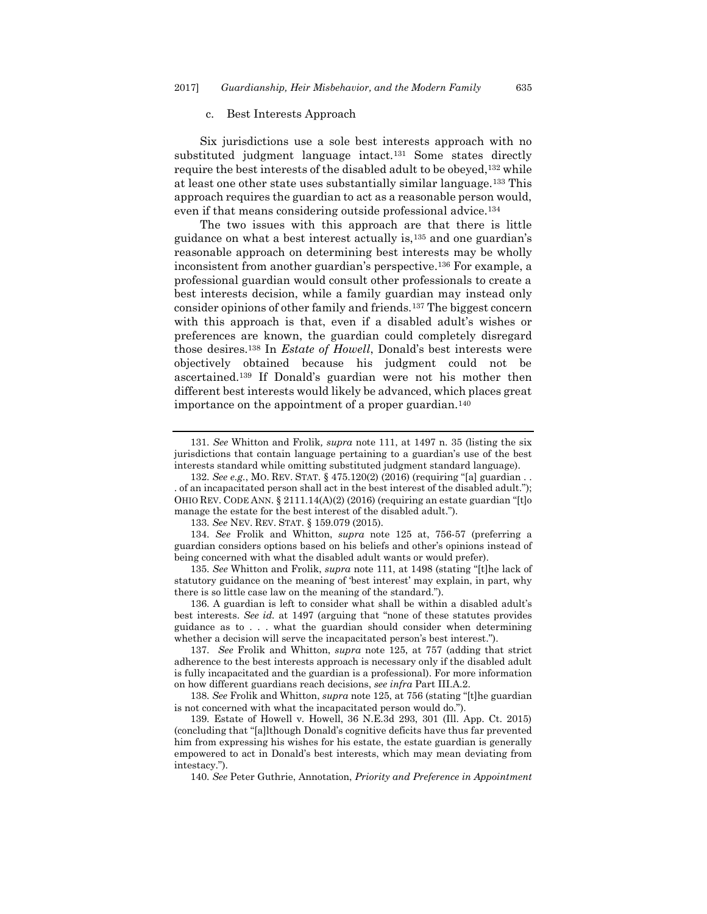### c. Best Interests Approach

Six jurisdictions use a sole best interests approach with no substituted judgment language intact.[131] Some states directly require the best interests of the disabled adult to be obeyed,[132] while at least one other state uses substantially similar language.[133] This approach requires the guardian to act as a reasonable person would, even if that means considering outside professional advice.[134]

The two issues with this approach are that there is little guidance on what a best interest actually is,[135] and one guardian's reasonable approach on determining best interests may be wholly inconsistent from another guardian's perspective.[136] For example, a professional guardian would consult other professionals to create a best interests decision, while a family guardian may instead only consider opinions of other family and friends.[137] The biggest concern with this approach is that, even if a disabled adult's wishes or preferences are known, the guardian could completely disregard those desires.[138] In *Estate of Howell*, Donald's best interests were objectively obtained because his judgment could not be ascertained.[139] If Donald's guardian were not his mother then different best interests would likely be advanced, which places great importance on the appointment of a proper guardian.[140]

---

131. *See* Whitton and Frolik*, supra* note 111, at 1497 n. 35 (listing the six jurisdictions that contain language pertaining to a guardian's use of the best interests standard while omitting substituted judgment standard language).

132. *See e.g.*, MO. REV. STAT. § 475.120(2) (2016) (requiring "[a] guardian . . . of an incapacitated person shall act in the best interest of the disabled adult."); OHIO REV. CODE ANN. § 2111.14(A)(2) (2016) (requiring an estate guardian "[t]o manage the estate for the best interest of the disabled adult.").

133. *See* NEV. REV. STAT. § 159.079 (2015).

134. *See* Frolik and Whitton, *supra* note 125 at, 756-57 (preferring a guardian considers options based on his beliefs and other's opinions instead of being concerned with what the disabled adult wants or would prefer).

135. *See* Whitton and Frolik, *supra* note 111, at 1498 (stating "[t]he lack of statutory guidance on the meaning of 'best interest' may explain, in part, why there is so little case law on the meaning of the standard.").

136. A guardian is left to consider what shall be within a disabled adult's best interests. *See id.* at 1497 (arguing that "none of these statutes provides guidance as to . . . what the guardian should consider when determining whether a decision will serve the incapacitated person's best interest.").

137. *See* Frolik and Whitton, *supra* note 125, at 757 (adding that strict adherence to the best interests approach is necessary only if the disabled adult is fully incapacitated and the guardian is a professional). For more information on how different guardians reach decisions, *see infra* Part III.A.2.

138. *See* Frolik and Whitton, *supra* note 125, at 756 (stating "[t]he guardian is not concerned with what the incapacitated person would do.").

139. Estate of Howell v. Howell, 36 N.E.3d 293, 301 (Ill. App. Ct. 2015) (concluding that "[a]lthough Donald's cognitive deficits have thus far prevented him from expressing his wishes for his estate, the estate guardian is generally empowered to act in Donald's best interests, which may mean deviating from intestacy.").

140. *See* Peter Guthrie, Annotation, *Priority and Preference in Appointment*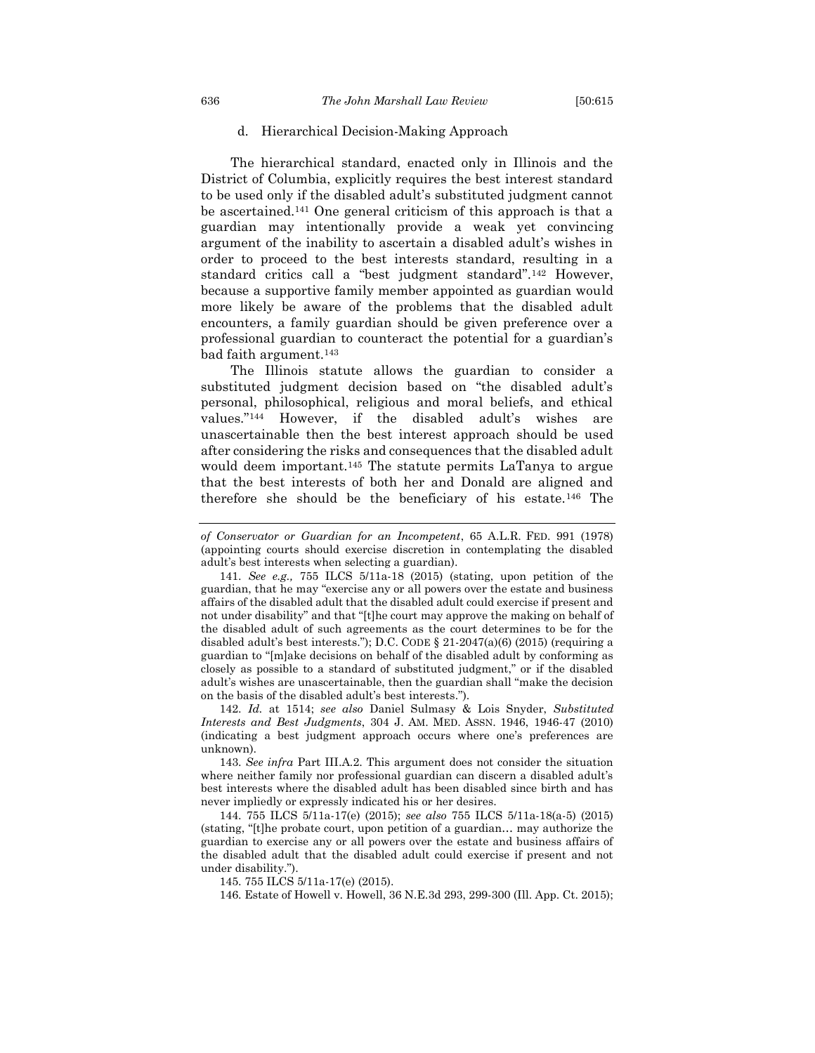### d. Hierarchical Decision-Making Approach

The hierarchical standard, enacted only in Illinois and the District of Columbia, explicitly requires the best interest standard to be used only if the disabled adult's substituted judgment cannot be ascertained.[141] One general criticism of this approach is that a guardian may intentionally provide a weak yet convincing argument of the inability to ascertain a disabled adult's wishes in order to proceed to the best interests standard, resulting in a standard critics call a "best judgment standard".[142] However, because a supportive family member appointed as guardian would more likely be aware of the problems that the disabled adult encounters, a family guardian should be given preference over a professional guardian to counteract the potential for a guardian's bad faith argument.[143]

The Illinois statute allows the guardian to consider a substituted judgment decision based on "the disabled adult's personal, philosophical, religious and moral beliefs, and ethical values."[144] However, if the disabled adult's wishes are unascertainable then the best interest approach should be used after considering the risks and consequences that the disabled adult would deem important.[145] The statute permits LaTanya to argue that the best interests of both her and Donald are aligned and therefore she should be the beneficiary of his estate.[146] The

---

*of Conservator or Guardian for an Incompetent*, 65 A.L.R. FED. 991 (1978) (appointing courts should exercise discretion in contemplating the disabled adult's best interests when selecting a guardian).

141. *See e.g.,* 755 ILCS 5/11a-18 (2015) (stating, upon petition of the guardian, that he may "exercise any or all powers over the estate and business affairs of the disabled adult that the disabled adult could exercise if present and not under disability" and that "[t]he court may approve the making on behalf of the disabled adult of such agreements as the court determines to be for the disabled adult's best interests."); D.C. CODE § 21-2047(a)(6) (2015) (requiring a guardian to "[m]ake decisions on behalf of the disabled adult by conforming as closely as possible to a standard of substituted judgment," or if the disabled adult's wishes are unascertainable, then the guardian shall "make the decision on the basis of the disabled adult's best interests.").

142. *Id.* at 1514; *see also* Daniel Sulmasy & Lois Snyder, *Substituted Interests and Best Judgments*, 304 J. AM. MED. ASSN. 1946, 1946-47 (2010) (indicating a best judgment approach occurs where one's preferences are unknown).

143. *See infra* Part III.A.2. This argument does not consider the situation where neither family nor professional guardian can discern a disabled adult's best interests where the disabled adult has been disabled since birth and has never impliedly or expressly indicated his or her desires.

144. 755 ILCS 5/11a-17(e) (2015); *see also* 755 ILCS 5/11a-18(a-5) (2015) (stating, "[t]he probate court, upon petition of a guardian… may authorize the guardian to exercise any or all powers over the estate and business affairs of the disabled adult that the disabled adult could exercise if present and not under disability.").

145. 755 ILCS 5/11a-17(e) (2015).

146. Estate of Howell v. Howell, 36 N.E.3d 293, 299-300 (Ill. App. Ct. 2015);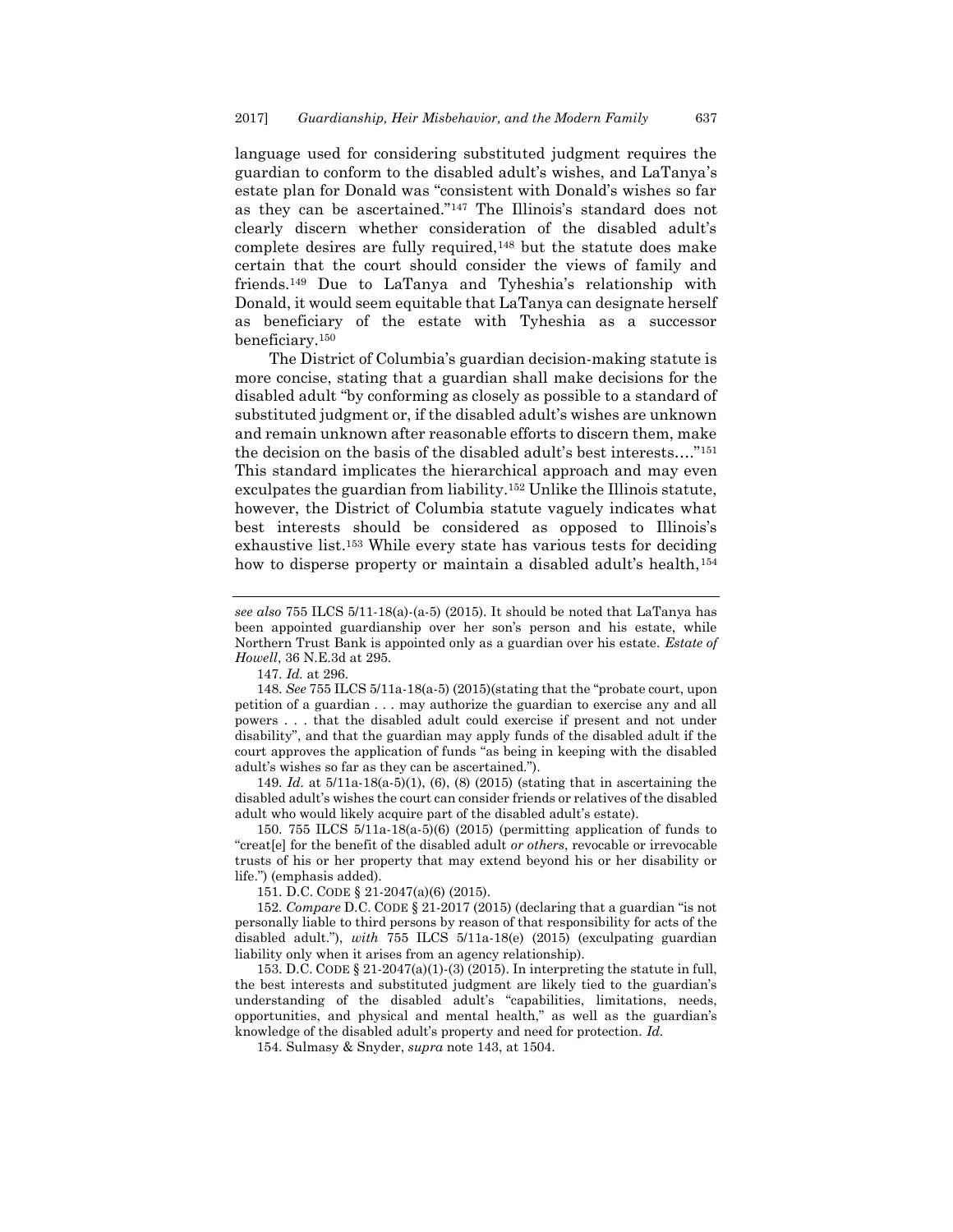language used for considering substituted judgment requires the guardian to conform to the disabled adult's wishes, and LaTanya's estate plan for Donald was "consistent with Donald's wishes so far as they can be ascertained."[147] The Illinois's standard does not clearly discern whether consideration of the disabled adult's complete desires are fully required,[148] but the statute does make certain that the court should consider the views of family and friends.[149] Due to LaTanya and Tyheshia's relationship with Donald, it would seem equitable that LaTanya can designate herself as beneficiary of the estate with Tyheshia as a successor beneficiary.[150]

The District of Columbia's guardian decision-making statute is more concise, stating that a guardian shall make decisions for the disabled adult "by conforming as closely as possible to a standard of substituted judgment or, if the disabled adult's wishes are unknown and remain unknown after reasonable efforts to discern them, make the decision on the basis of the disabled adult's best interests. . . ."[151] This standard implicates the hierarchical approach and may even exculpates the guardian from liability.[152] Unlike the Illinois statute, however, the District of Columbia statute vaguely indicates what best interests should be considered as opposed to Illinois's exhaustive list.[153] While every state has various tests for deciding how to disperse property or maintain a disabled adult's health,[154]

---

*see also* 755 ILCS 5/11-18(a)-(a-5) (2015). It should be noted that LaTanya has been appointed guardianship over her son's person and his estate, while Northern Trust Bank is appointed only as a guardian over his estate. *Estate of Howell*, 36 N.E.3d at 295.

147. *Id.* at 296.

148. *See* 755 ILCS 5/11a-18(a-5) (2015)(stating that the "probate court, upon petition of a guardian . . . may authorize the guardian to exercise any and all powers . . . that the disabled adult could exercise if present and not under disability", and that the guardian may apply funds of the disabled adult if the court approves the application of funds "as being in keeping with the disabled adult's wishes so far as they can be ascertained.").

149. *Id.* at 5/11a-18(a-5)(1), (6), (8) (2015) (stating that in ascertaining the disabled adult's wishes the court can consider friends or relatives of the disabled adult who would likely acquire part of the disabled adult's estate).

150. 755 ILCS 5/11a-18(a-5)(6) (2015) (permitting application of funds to "creat[e] for the benefit of the disabled adult *or others*, revocable or irrevocable trusts of his or her property that may extend beyond his or her disability or life.") (emphasis added).

151. D.C. CODE § 21-2047(a)(6) (2015).

152. *Compare* D.C. CODE § 21-2017 (2015) (declaring that a guardian "is not personally liable to third persons by reason of that responsibility for acts of the disabled adult."), *with* 755 ILCS 5/11a-18(e) (2015) (exculpating guardian liability only when it arises from an agency relationship).

153. D.C. CODE § 21-2047(a)(1)-(3) (2015). In interpreting the statute in full, the best interests and substituted judgment are likely tied to the guardian's understanding of the disabled adult's "capabilities, limitations, needs, opportunities, and physical and mental health," as well as the guardian's knowledge of the disabled adult's property and need for protection. *Id.*

154. Sulmasy & Snyder, *supra* note 143, at 1504.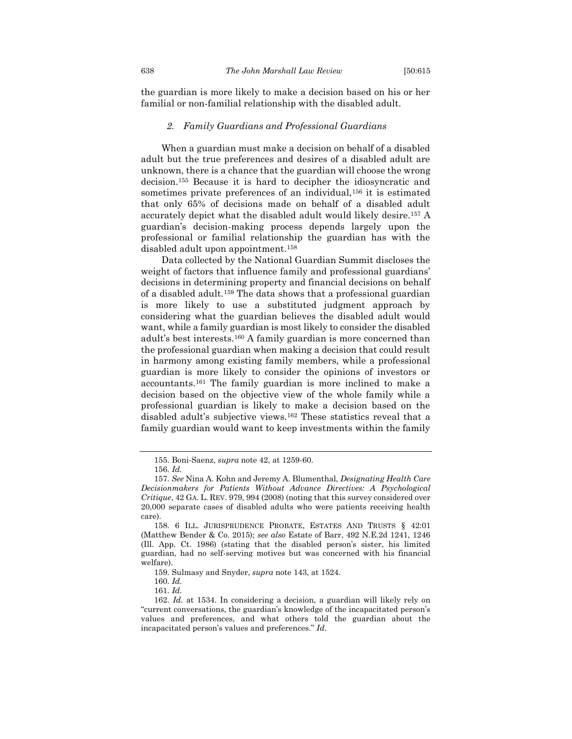the guardian is more likely to make a decision based on his or her familial or non-familial relationship with the disabled adult.

### *2. Family Guardians and Professional Guardians*

When a guardian must make a decision on behalf of a disabled adult but the true preferences and desires of a disabled adult are unknown, there is a chance that the guardian will choose the wrong decision.[155] Because it is hard to decipher the idiosyncratic and sometimes private preferences of an individual,[156] it is estimated that only 65% of decisions made on behalf of a disabled adult accurately depict what the disabled adult would likely desire.[157] A guardian's decision-making process depends largely upon the professional or familial relationship the guardian has with the disabled adult upon appointment.[158]

Data collected by the National Guardian Summit discloses the weight of factors that influence family and professional guardians' decisions in determining property and financial decisions on behalf of a disabled adult.[159] The data shows that a professional guardian is more likely to use a substituted judgment approach by considering what the guardian believes the disabled adult would want, while a family guardian is most likely to consider the disabled adult's best interests.[160] A family guardian is more concerned than the professional guardian when making a decision that could result in harmony among existing family members, while a professional guardian is more likely to consider the opinions of investors or accountants.[161] The family guardian is more inclined to make a decision based on the objective view of the whole family while a professional guardian is likely to make a decision based on the disabled adult's subjective views.[162] These statistics reveal that a family guardian would want to keep investments within the family

---

155. Boni-Saenz, *supra* note 42, at 1259-60.

156. *Id.*

157. *See* Nina A. Kohn and Jeremy A. Blumenthal, *Designating Health Care Decisionmakers for Patients Without Advance Directives: A Psychological Critique*, 42 GA. L. REV. 979, 994 (2008) (noting that this survey considered over 20,000 separate cases of disabled adults who were patients receiving health care).

158. 6 ILL. JURISPRUDENCE PROBATE, ESTATES AND TRUSTS § 42:01 (Matthew Bender & Co. 2015); *see also* Estate of Barr, 492 N.E.2d 1241, 1246 (Ill. App. Ct. 1986) (stating that the disabled person's sister, his limited guardian, had no self-serving motives but was concerned with his financial welfare).

159. Sulmasy and Snyder, *supra* note 143, at 1524.

160. *Id.*

161. *Id.*

162. *Id.* at 1534. In considering a decision, a guardian will likely rely on "current conversations, the guardian's knowledge of the incapacitated person's values and preferences, and what others told the guardian about the incapacitated person's values and preferences." *Id.*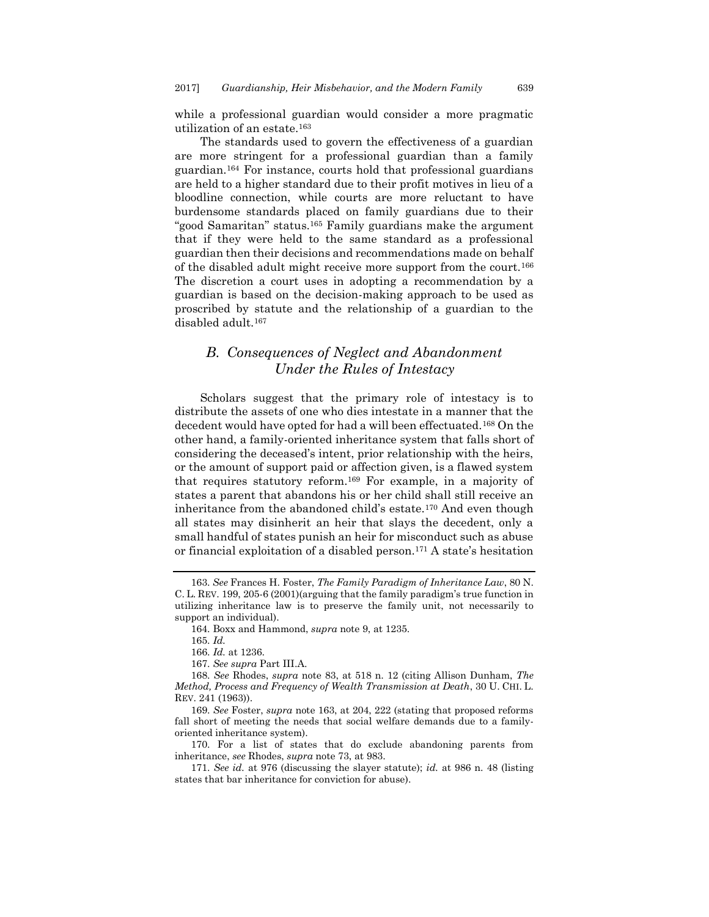while a professional guardian would consider a more pragmatic utilization of an estate.[163]

The standards used to govern the effectiveness of a guardian are more stringent for a professional guardian than a family guardian.[164] For instance, courts hold that professional guardians are held to a higher standard due to their profit motives in lieu of a bloodline connection, while courts are more reluctant to have burdensome standards placed on family guardians due to their "good Samaritan" status.[165] Family guardians make the argument that if they were held to the same standard as a professional guardian then their decisions and recommendations made on behalf of the disabled adult might receive more support from the court.[166] The discretion a court uses in adopting a recommendation by a guardian is based on the decision-making approach to be used as proscribed by statute and the relationship of a guardian to the disabled adult.[167]

## *B. Consequences of Neglect and Abandonment Under the Rules of Intestacy*

Scholars suggest that the primary role of intestacy is to distribute the assets of one who dies intestate in a manner that the decedent would have opted for had a will been effectuated.[168] On the other hand, a family-oriented inheritance system that falls short of considering the deceased's intent, prior relationship with the heirs, or the amount of support paid or affection given, is a flawed system that requires statutory reform.[169] For example, in a majority of states a parent that abandons his or her child shall still receive an inheritance from the abandoned child's estate.[170] And even though all states may disinherit an heir that slays the decedent, only a small handful of states punish an heir for misconduct such as abuse or financial exploitation of a disabled person.[171] A state's hesitation

---

163. *See* Frances H. Foster, *The Family Paradigm of Inheritance Law*, 80 N. C. L. REV. 199, 205-6 (2001)(arguing that the family paradigm's true function in utilizing inheritance law is to preserve the family unit, not necessarily to support an individual).

164. Boxx and Hammond, *supra* note 9, at 1235.

165. *Id.*

166. *Id.* at 1236.

167. *See supra* Part III.A.

168. *See* Rhodes, *supra* note 83, at 518 n. 12 (citing Allison Dunham, *The Method, Process and Frequency of Wealth Transmission at Death*, 30 U. CHI. L. REV. 241 (1963)).

169. *See* Foster, *supra* note 163, at 204, 222 (stating that proposed reforms fall short of meeting the needs that social welfare demands due to a family-oriented inheritance system).

170. For a list of states that do exclude abandoning parents from inheritance, *see* Rhodes, *supra* note 73, at 983.

171. *See id.* at 976 (discussing the slayer statute); *id.* at 986 n. 48 (listing states that bar inheritance for conviction for abuse).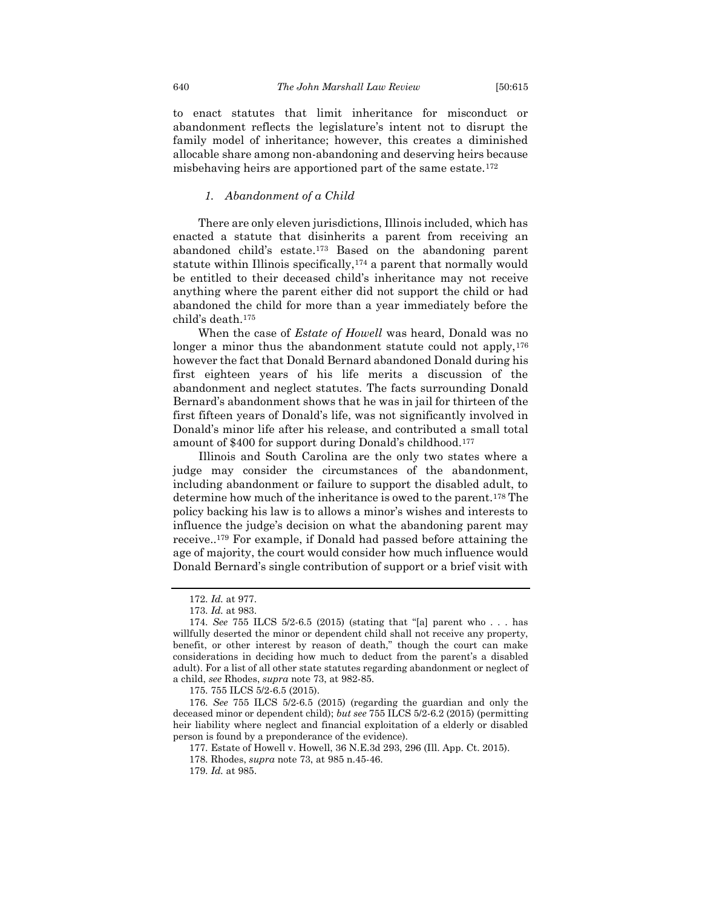to enact statutes that limit inheritance for misconduct or abandonment reflects the legislature's intent not to disrupt the family model of inheritance; however, this creates a diminished allocable share among non-abandoning and deserving heirs because misbehaving heirs are apportioned part of the same estate.[172]

### *1. Abandonment of a Child*

There are only eleven jurisdictions, Illinois included, which has enacted a statute that disinherits a parent from receiving an abandoned child's estate.[173] Based on the abandoning parent statute within Illinois specifically,[174] a parent that normally would be entitled to their deceased child's inheritance may not receive anything where the parent either did not support the child or had abandoned the child for more than a year immediately before the child's death.[175]

When the case of *Estate of Howell* was heard, Donald was no longer a minor thus the abandonment statute could not apply,[176] however the fact that Donald Bernard abandoned Donald during his first eighteen years of his life merits a discussion of the abandonment and neglect statutes. The facts surrounding Donald Bernard's abandonment shows that he was in jail for thirteen of the first fifteen years of Donald's life, was not significantly involved in Donald's minor life after his release, and contributed a small total amount of $400 for support during Donald's childhood.[177]

Illinois and South Carolina are the only two states where a judge may consider the circumstances of the abandonment, including abandonment or failure to support the disabled adult, to determine how much of the inheritance is owed to the parent.[178] The policy backing his law is to allows a minor's wishes and interests to influence the judge's decision on what the abandoning parent may receive..[179] For example, if Donald had passed before attaining the age of majority, the court would consider how much influence would Donald Bernard's single contribution of support or a brief visit with

---

172. *Id.* at 977.

173. *Id.* at 983.

174. *See* 755 ILCS 5/2-6.5 (2015) (stating that "[a] parent who . . . has willfully deserted the minor or dependent child shall not receive any property, benefit, or other interest by reason of death," though the court can make considerations in deciding how much to deduct from the parent's a disabled adult). For a list of all other state statutes regarding abandonment or neglect of a child, *see* Rhodes, *supra* note 73, at 982-85.

175. 755 ILCS 5/2-6.5 (2015).

176. *See* 755 ILCS 5/2-6.5 (2015) (regarding the guardian and only the deceased minor or dependent child); *but see* 755 ILCS 5/2-6.2 (2015) (permitting heir liability where neglect and financial exploitation of a elderly or disabled person is found by a preponderance of the evidence).

177. Estate of Howell v. Howell, 36 N.E.3d 293, 296 (Ill. App. Ct. 2015).

178. Rhodes, *supra* note 73, at 985 n.45-46.

179. *Id.* at 985.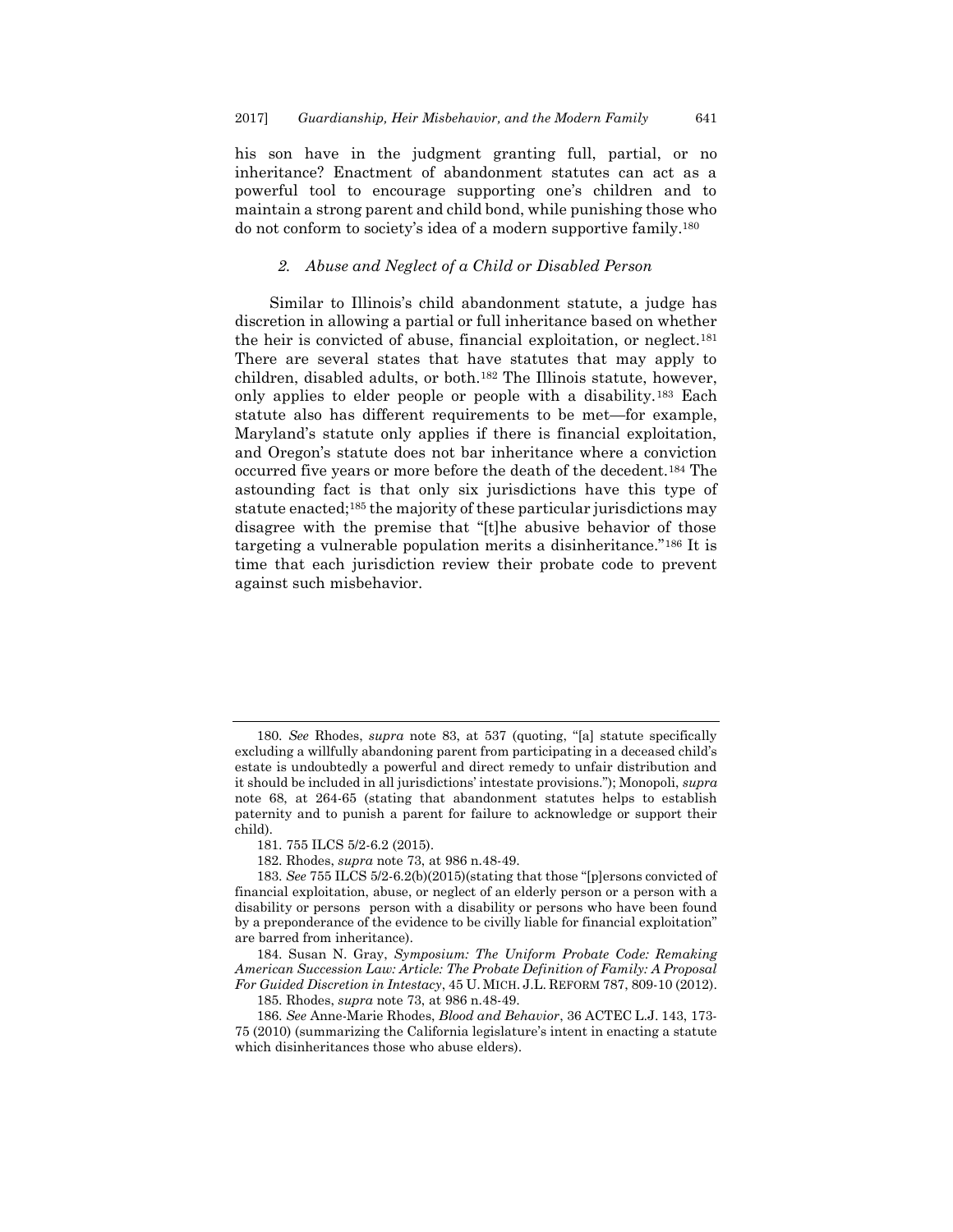his son have in the judgment granting full, partial, or no inheritance? Enactment of abandonment statutes can act as a powerful tool to encourage supporting one's children and to maintain a strong parent and child bond, while punishing those who do not conform to society's idea of a modern supportive family.[180]

### *2. Abuse and Neglect of a Child or Disabled Person*

Similar to Illinois's child abandonment statute, a judge has discretion in allowing a partial or full inheritance based on whether the heir is convicted of abuse, financial exploitation, or neglect.[181] There are several states that have statutes that may apply to children, disabled adults, or both.[182] The Illinois statute, however, only applies to elder people or people with a disability.[183] Each statute also has different requirements to be met—for example, Maryland's statute only applies if there is financial exploitation, and Oregon's statute does not bar inheritance where a conviction occurred five years or more before the death of the decedent.[184] The astounding fact is that only six jurisdictions have this type of statute enacted;[185] the majority of these particular jurisdictions may disagree with the premise that "[t]he abusive behavior of those targeting a vulnerable population merits a disinheritance."[186] It is time that each jurisdiction review their probate code to prevent against such misbehavior.

---

180. *See* Rhodes, *supra* note 83, at 537 (quoting, "[a] statute specifically excluding a willfully abandoning parent from participating in a deceased child's estate is undoubtedly a powerful and direct remedy to unfair distribution and it should be included in all jurisdictions' intestate provisions."); Monopoli, *supra* note 68, at 264-65 (stating that abandonment statutes helps to establish paternity and to punish a parent for failure to acknowledge or support their child).

181. 755 ILCS 5/2-6.2 (2015).

182. Rhodes, *supra* note 73, at 986 n.48-49.

183. *See* 755 ILCS 5/2-6.2(b)(2015)(stating that those "[p]ersons convicted of financial exploitation, abuse, or neglect of an elderly person or a person with a disability or persons person with a disability or persons who have been found by a preponderance of the evidence to be civilly liable for financial exploitation" are barred from inheritance).

184. Susan N. Gray, *Symposium: The Uniform Probate Code: Remaking American Succession Law: Article: The Probate Definition of Family: A Proposal For Guided Discretion in Intestacy*, 45 U. MICH. J.L. REFORM 787, 809-10 (2012).

185. Rhodes, *supra* note 73, at 986 n.48-49.

186. *See* Anne-Marie Rhodes, *Blood and Behavior*, 36 ACTEC L.J. 143, 173-75 (2010) (summarizing the California legislature's intent in enacting a statute which disinheritances those who abuse elders).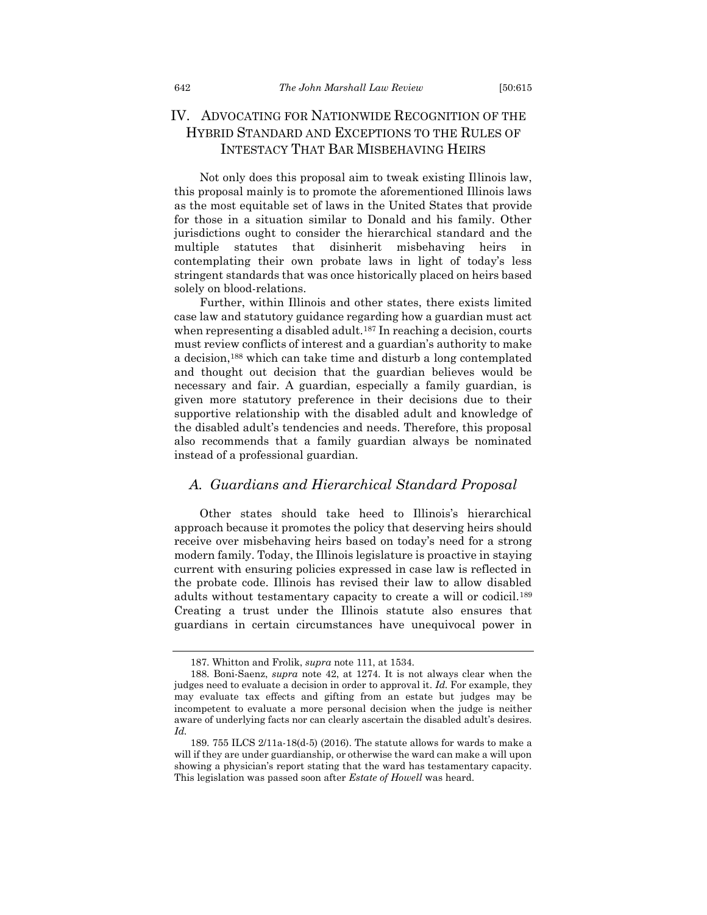## IV. ADVOCATING FOR NATIONWIDE RECOGNITION OF THE HYBRID STANDARD AND EXCEPTIONS TO THE RULES OF INTESTACY THAT BAR MISBEHAVING HEIRS

Not only does this proposal aim to tweak existing Illinois law, this proposal mainly is to promote the aforementioned Illinois laws as the most equitable set of laws in the United States that provide for those in a situation similar to Donald and his family. Other jurisdictions ought to consider the hierarchical standard and the multiple statutes that disinherit misbehaving heirs in contemplating their own probate laws in light of today's less stringent standards that was once historically placed on heirs based solely on blood-relations.

Further, within Illinois and other states, there exists limited case law and statutory guidance regarding how a guardian must act when representing a disabled adult.[187] In reaching a decision, courts must review conflicts of interest and a guardian's authority to make a decision,[188] which can take time and disturb a long contemplated and thought out decision that the guardian believes would be necessary and fair. A guardian, especially a family guardian, is given more statutory preference in their decisions due to their supportive relationship with the disabled adult and knowledge of the disabled adult's tendencies and needs. Therefore, this proposal also recommends that a family guardian always be nominated instead of a professional guardian.

### *A. Guardians and Hierarchical Standard Proposal*

Other states should take heed to Illinois's hierarchical approach because it promotes the policy that deserving heirs should receive over misbehaving heirs based on today's need for a strong modern family. Today, the Illinois legislature is proactive in staying current with ensuring policies expressed in case law is reflected in the probate code. Illinois has revised their law to allow disabled adults without testamentary capacity to create a will or codicil.[189] Creating a trust under the Illinois statute also ensures that guardians in certain circumstances have unequivocal power in

---

187. Whitton and Frolik, *supra* note 111, at 1534.

188. Boni-Saenz, *supra* note 42, at 1274. It is not always clear when the judges need to evaluate a decision in order to approval it. *Id.* For example, they may evaluate tax effects and gifting from an estate but judges may be incompetent to evaluate a more personal decision when the judge is neither aware of underlying facts nor can clearly ascertain the disabled adult's desires. *Id.*

189. 755 ILCS 2/11a-18(d-5) (2016). The statute allows for wards to make a will if they are under guardianship, or otherwise the ward can make a will upon showing a physician's report stating that the ward has testamentary capacity. This legislation was passed soon after *Estate of Howell* was heard.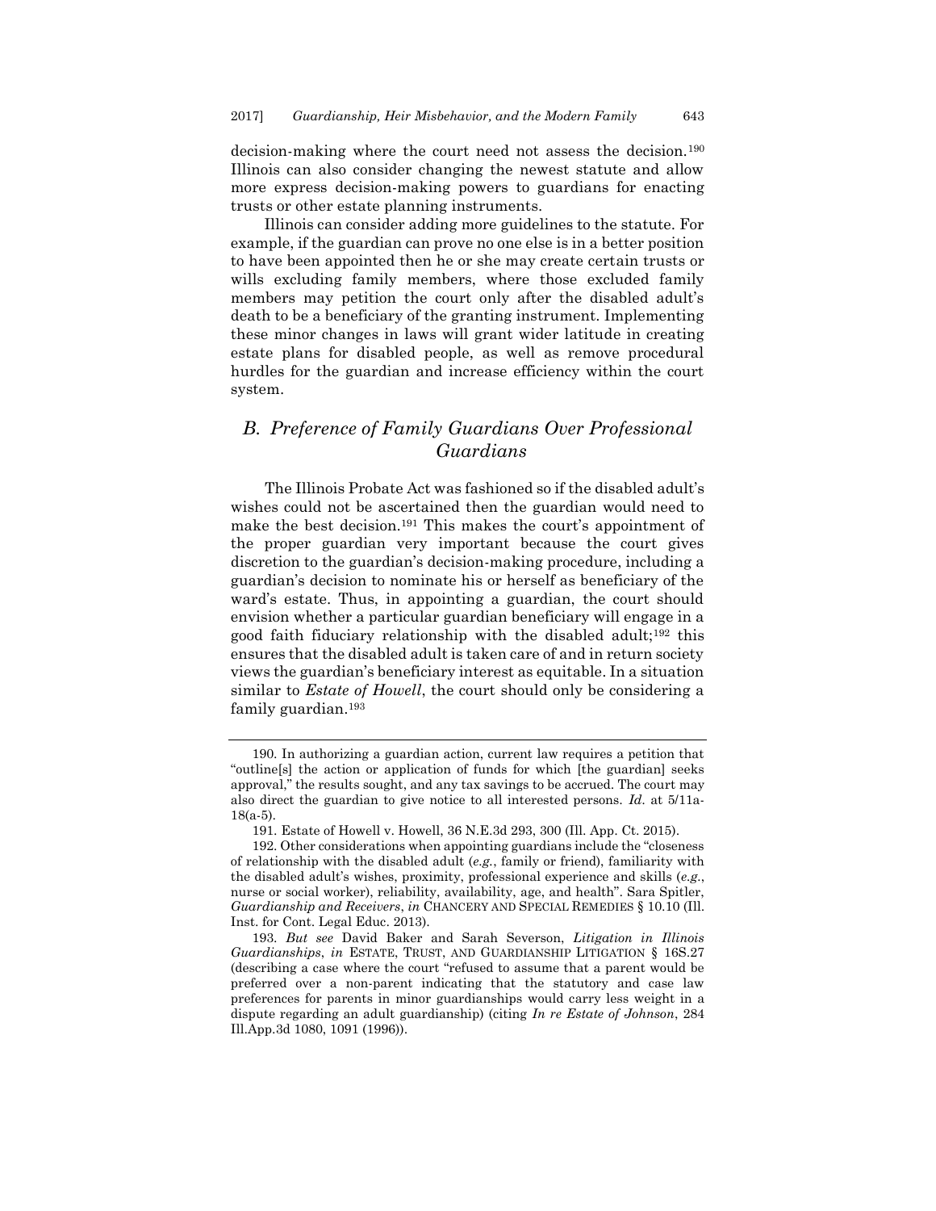decision-making where the court need not assess the decision.[190] Illinois can also consider changing the newest statute and allow more express decision-making powers to guardians for enacting trusts or other estate planning instruments.

Illinois can consider adding more guidelines to the statute. For example, if the guardian can prove no one else is in a better position to have been appointed then he or she may create certain trusts or wills excluding family members, where those excluded family members may petition the court only after the disabled adult's death to be a beneficiary of the granting instrument. Implementing these minor changes in laws will grant wider latitude in creating estate plans for disabled people, as well as remove procedural hurdles for the guardian and increase efficiency within the court system.

## *B. Preference of Family Guardians Over Professional Guardians*

The Illinois Probate Act was fashioned so if the disabled adult's wishes could not be ascertained then the guardian would need to make the best decision.[191] This makes the court's appointment of the proper guardian very important because the court gives discretion to the guardian's decision-making procedure, including a guardian's decision to nominate his or herself as beneficiary of the ward's estate. Thus, in appointing a guardian, the court should envision whether a particular guardian beneficiary will engage in a good faith fiduciary relationship with the disabled adult;[192] this ensures that the disabled adult is taken care of and in return society views the guardian's beneficiary interest as equitable. In a situation similar to *Estate of Howell*, the court should only be considering a family guardian.[193]

---

190. In authorizing a guardian action, current law requires a petition that "outline[s] the action or application of funds for which [the guardian] seeks approval," the results sought, and any tax savings to be accrued. The court may also direct the guardian to give notice to all interested persons. *Id.* at 5/11a-18(a-5).

191. Estate of Howell v. Howell, 36 N.E.3d 293, 300 (Ill. App. Ct. 2015).

192. Other considerations when appointing guardians include the "closeness of relationship with the disabled adult (*e.g.*, family or friend), familiarity with the disabled adult's wishes, proximity, professional experience and skills (*e.g.*, nurse or social worker), reliability, availability, age, and health". Sara Spitler, *Guardianship and Receivers*, *in* CHANCERY AND SPECIAL REMEDIES § 10.10 (Ill. Inst. for Cont. Legal Educ. 2013).

193. *But see* David Baker and Sarah Severson, *Litigation in Illinois Guardianships*, *in* ESTATE, TRUST, AND GUARDIANSHIP LITIGATION § 16S.27 (describing a case where the court "refused to assume that a parent would be preferred over a non-parent indicating that the statutory and case law preferences for parents in minor guardianships would carry less weight in a dispute regarding an adult guardianship) (citing *In re Estate of Johnson*, 284 Ill.App.3d 1080, 1091 (1996)).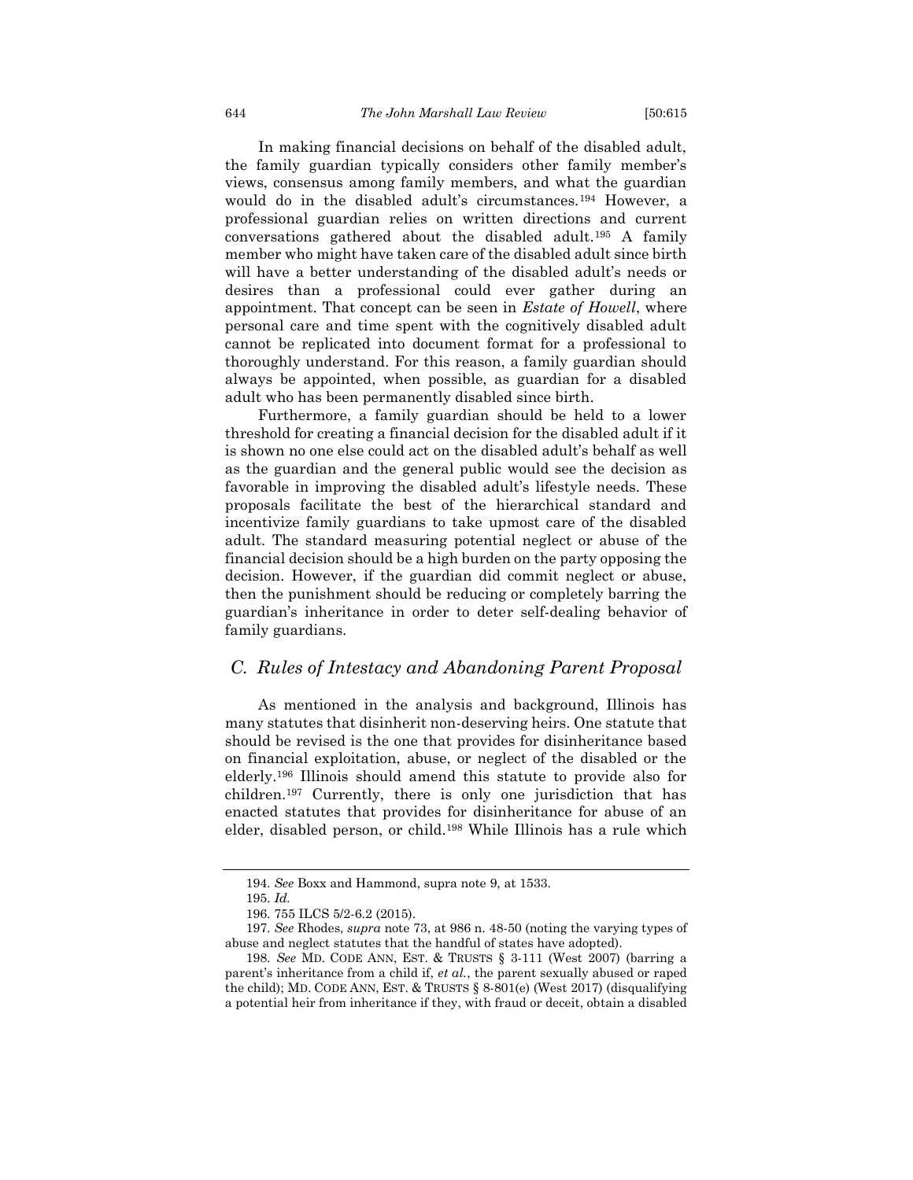In making financial decisions on behalf of the disabled adult, the family guardian typically considers other family member's views, consensus among family members, and what the guardian would do in the disabled adult's circumstances.[194] However, a professional guardian relies on written directions and current conversations gathered about the disabled adult.[195] A family member who might have taken care of the disabled adult since birth will have a better understanding of the disabled adult's needs or desires than a professional could ever gather during an appointment. That concept can be seen in *Estate of Howell*, where personal care and time spent with the cognitively disabled adult cannot be replicated into document format for a professional to thoroughly understand. For this reason, a family guardian should always be appointed, when possible, as guardian for a disabled adult who has been permanently disabled since birth.

Furthermore, a family guardian should be held to a lower threshold for creating a financial decision for the disabled adult if it is shown no one else could act on the disabled adult's behalf as well as the guardian and the general public would see the decision as favorable in improving the disabled adult's lifestyle needs. These proposals facilitate the best of the hierarchical standard and incentivize family guardians to take upmost care of the disabled adult. The standard measuring potential neglect or abuse of the financial decision should be a high burden on the party opposing the decision. However, if the guardian did commit neglect or abuse, then the punishment should be reducing or completely barring the guardian's inheritance in order to deter self-dealing behavior of family guardians.

## *C. Rules of Intestacy and Abandoning Parent Proposal*

As mentioned in the analysis and background, Illinois has many statutes that disinherit non-deserving heirs. One statute that should be revised is the one that provides for disinheritance based on financial exploitation, abuse, or neglect of the disabled or the elderly.[196] Illinois should amend this statute to provide also for children.[197] Currently, there is only one jurisdiction that has enacted statutes that provides for disinheritance for abuse of an elder, disabled person, or child.[198] While Illinois has a rule which

---

194. *See* Boxx and Hammond, supra note 9, at 1533.

195. *Id.*

196. 755 ILCS 5/2-6.2 (2015).

197. *See* Rhodes, *supra* note 73, at 986 n. 48-50 (noting the varying types of abuse and neglect statutes that the handful of states have adopted).

198. *See* MD. CODE ANN, EST. & TRUSTS § 3-111 (West 2007) (barring a parent's inheritance from a child if, *et al.*, the parent sexually abused or raped the child); MD. CODE ANN, EST. & TRUSTS § 8-801(e) (West 2017) (disqualifying a potential heir from inheritance if they, with fraud or deceit, obtain a disabled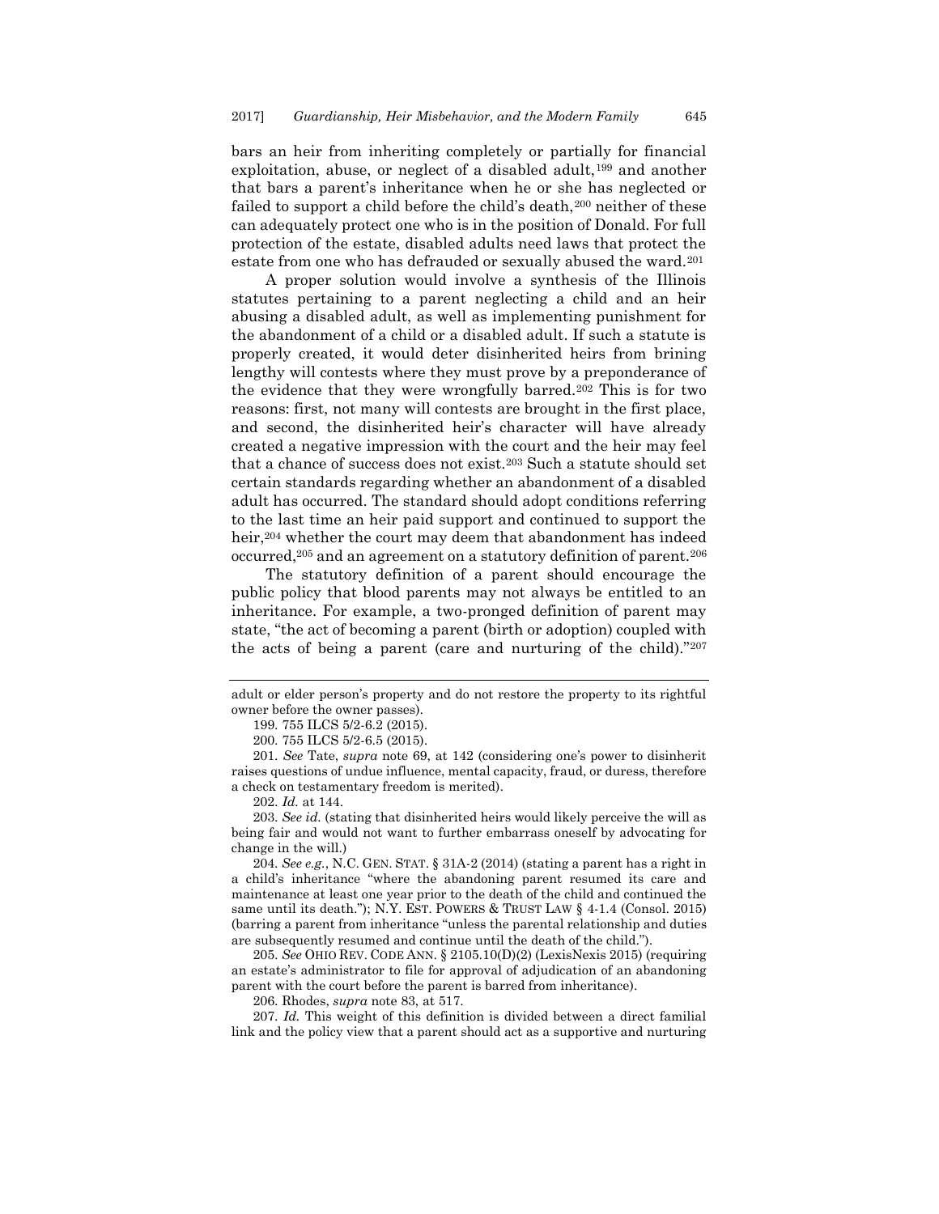bars an heir from inheriting completely or partially for financial exploitation, abuse, or neglect of a disabled adult,[199] and another that bars a parent's inheritance when he or she has neglected or failed to support a child before the child's death,[200] neither of these can adequately protect one who is in the position of Donald. For full protection of the estate, disabled adults need laws that protect the estate from one who has defrauded or sexually abused the ward.[201]

A proper solution would involve a synthesis of the Illinois statutes pertaining to a parent neglecting a child and an heir abusing a disabled adult, as well as implementing punishment for the abandonment of a child or a disabled adult. If such a statute is properly created, it would deter disinherited heirs from brining lengthy will contests where they must prove by a preponderance of the evidence that they were wrongfully barred.[202] This is for two reasons: first, not many will contests are brought in the first place, and second, the disinherited heir's character will have already created a negative impression with the court and the heir may feel that a chance of success does not exist.[203] Such a statute should set certain standards regarding whether an abandonment of a disabled adult has occurred. The standard should adopt conditions referring to the last time an heir paid support and continued to support the heir,[204] whether the court may deem that abandonment has indeed occurred,[205] and an agreement on a statutory definition of parent.[206]

The statutory definition of a parent should encourage the public policy that blood parents may not always be entitled to an inheritance. For example, a two-pronged definition of parent may state, "the act of becoming a parent (birth or adoption) coupled with the acts of being a parent (care and nurturing of the child)."[207]

---

adult or elder person's property and do not restore the property to its rightful owner before the owner passes).

199. 755 ILCS 5/2-6.2 (2015).

200. 755 ILCS 5/2-6.5 (2015).

201. *See* Tate, *supra* note 69, at 142 (considering one's power to disinherit raises questions of undue influence, mental capacity, fraud, or duress, therefore a check on testamentary freedom is merited).

202. *Id.* at 144.

203. *See id.* (stating that disinherited heirs would likely perceive the will as being fair and would not want to further embarrass oneself by advocating for change in the will.)

204. *See e.g.*, N.C. GEN. STAT. § 31A-2 (2014) (stating a parent has a right in a child's inheritance "where the abandoning parent resumed its care and maintenance at least one year prior to the death of the child and continued the same until its death."); N.Y. EST. POWERS & TRUST LAW § 4-1.4 (Consol. 2015) (barring a parent from inheritance "unless the parental relationship and duties are subsequently resumed and continue until the death of the child.").

205. *See* OHIO REV. CODE ANN. § 2105.10(D)(2) (LexisNexis 2015) (requiring an estate's administrator to file for approval of adjudication of an abandoning parent with the court before the parent is barred from inheritance).

206. Rhodes, *supra* note 83, at 517.

207. *Id.* This weight of this definition is divided between a direct familial link and the policy view that a parent should act as a supportive and nurturing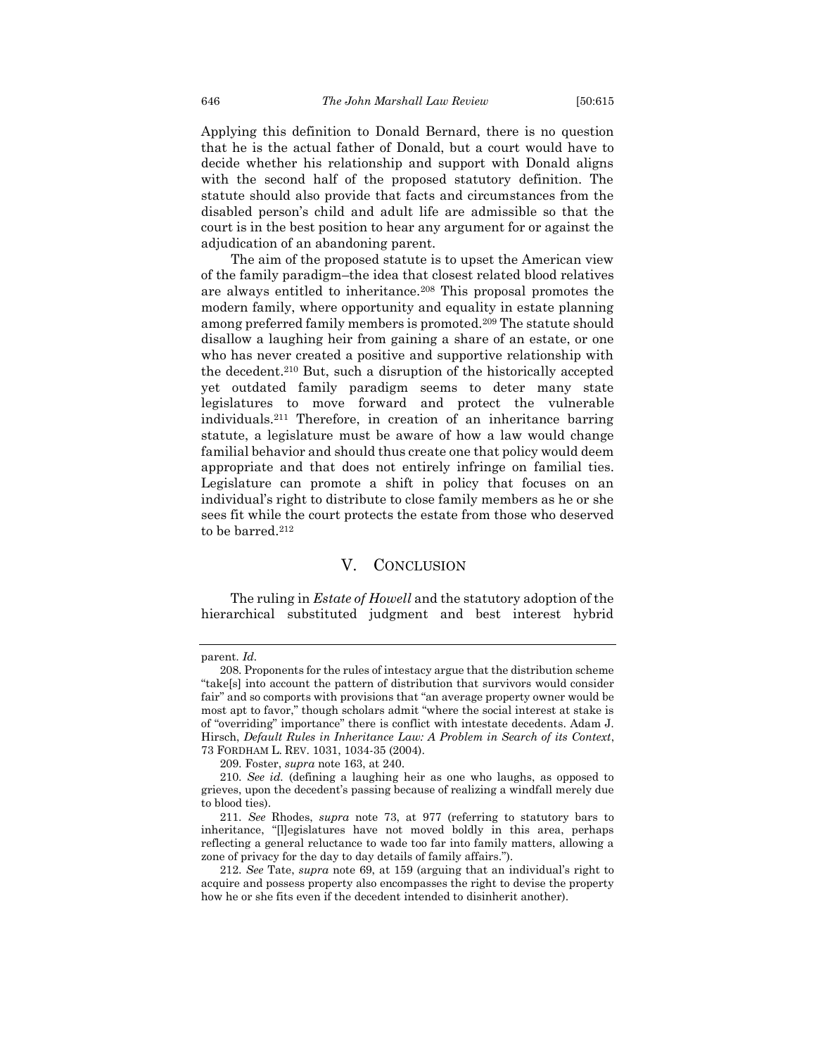Applying this definition to Donald Bernard, there is no question that he is the actual father of Donald, but a court would have to decide whether his relationship and support with Donald aligns with the second half of the proposed statutory definition. The statute should also provide that facts and circumstances from the disabled person's child and adult life are admissible so that the court is in the best position to hear any argument for or against the adjudication of an abandoning parent.

The aim of the proposed statute is to upset the American view of the family paradigm–the idea that closest related blood relatives are always entitled to inheritance.[208] This proposal promotes the modern family, where opportunity and equality in estate planning among preferred family members is promoted.[209] The statute should disallow a laughing heir from gaining a share of an estate, or one who has never created a positive and supportive relationship with the decedent.[210] But, such a disruption of the historically accepted yet outdated family paradigm seems to deter many state legislatures to move forward and protect the vulnerable individuals.[211] Therefore, in creation of an inheritance barring statute, a legislature must be aware of how a law would change familial behavior and should thus create one that policy would deem appropriate and that does not entirely infringe on familial ties. Legislature can promote a shift in policy that focuses on an individual's right to distribute to close family members as he or she sees fit while the court protects the estate from those who deserved to be barred.[212]

## V. CONCLUSION

The ruling in *Estate of Howell* and the statutory adoption of the hierarchical substituted judgment and best interest hybrid

---

parent. *Id.*

208. Proponents for the rules of intestacy argue that the distribution scheme "take[s] into account the pattern of distribution that survivors would consider fair" and so comports with provisions that "an average property owner would be most apt to favor," though scholars admit "where the social interest at stake is of "overriding" importance" there is conflict with intestate decedents. Adam J. Hirsch, *Default Rules in Inheritance Law: A Problem in Search of its Context*, 73 FORDHAM L. REV. 1031, 1034-35 (2004).

209. Foster, *supra* note 163, at 240.

210. *See id.* (defining a laughing heir as one who laughs, as opposed to grieves, upon the decedent's passing because of realizing a windfall merely due to blood ties).

211. *See* Rhodes, *supra* note 73, at 977 (referring to statutory bars to inheritance, "[l]egislatures have not moved boldly in this area, perhaps reflecting a general reluctance to wade too far into family matters, allowing a zone of privacy for the day to day details of family affairs.").

212. *See* Tate, *supra* note 69, at 159 (arguing that an individual's right to acquire and possess property also encompasses the right to devise the property how he or she fits even if the decedent intended to disinherit another).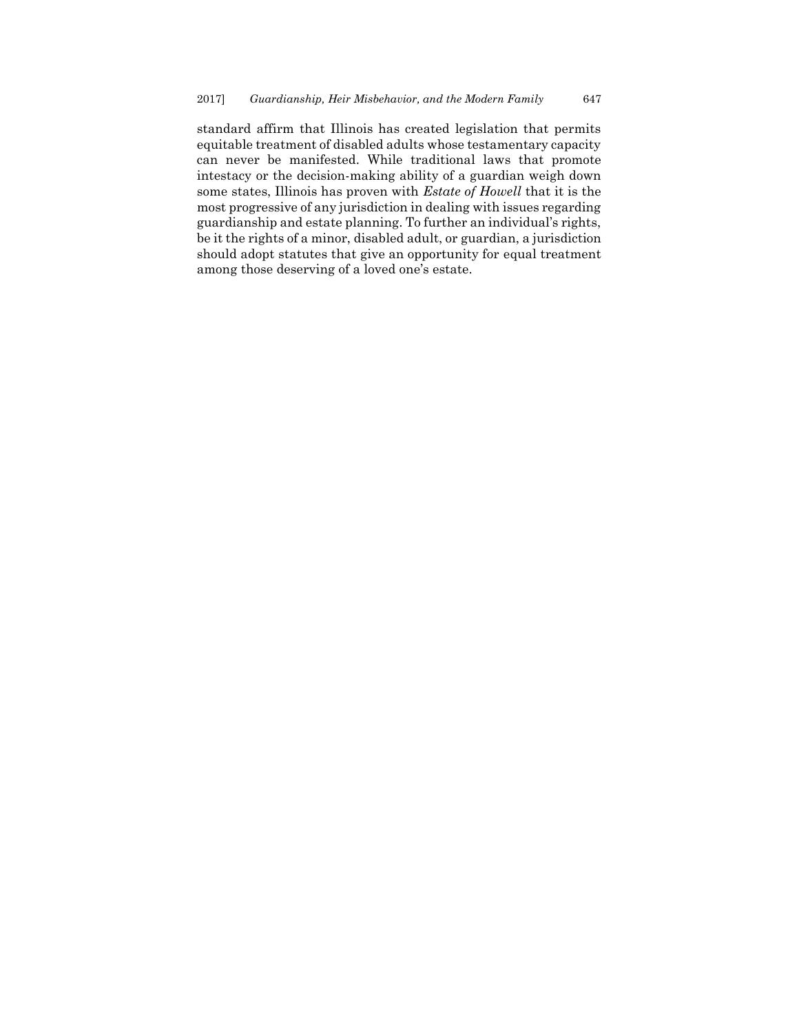standard affirm that Illinois has created legislation that permits equitable treatment of disabled adults whose testamentary capacity can never be manifested. While traditional laws that promote intestacy or the decision-making ability of a guardian weigh down some states, Illinois has proven with *Estate of Howell* that it is the most progressive of any jurisdiction in dealing with issues regarding guardianship and estate planning. To further an individual's rights, be it the rights of a minor, disabled adult, or guardian, a jurisdiction should adopt statutes that give an opportunity for equal treatment among those deserving of a loved one's estate.